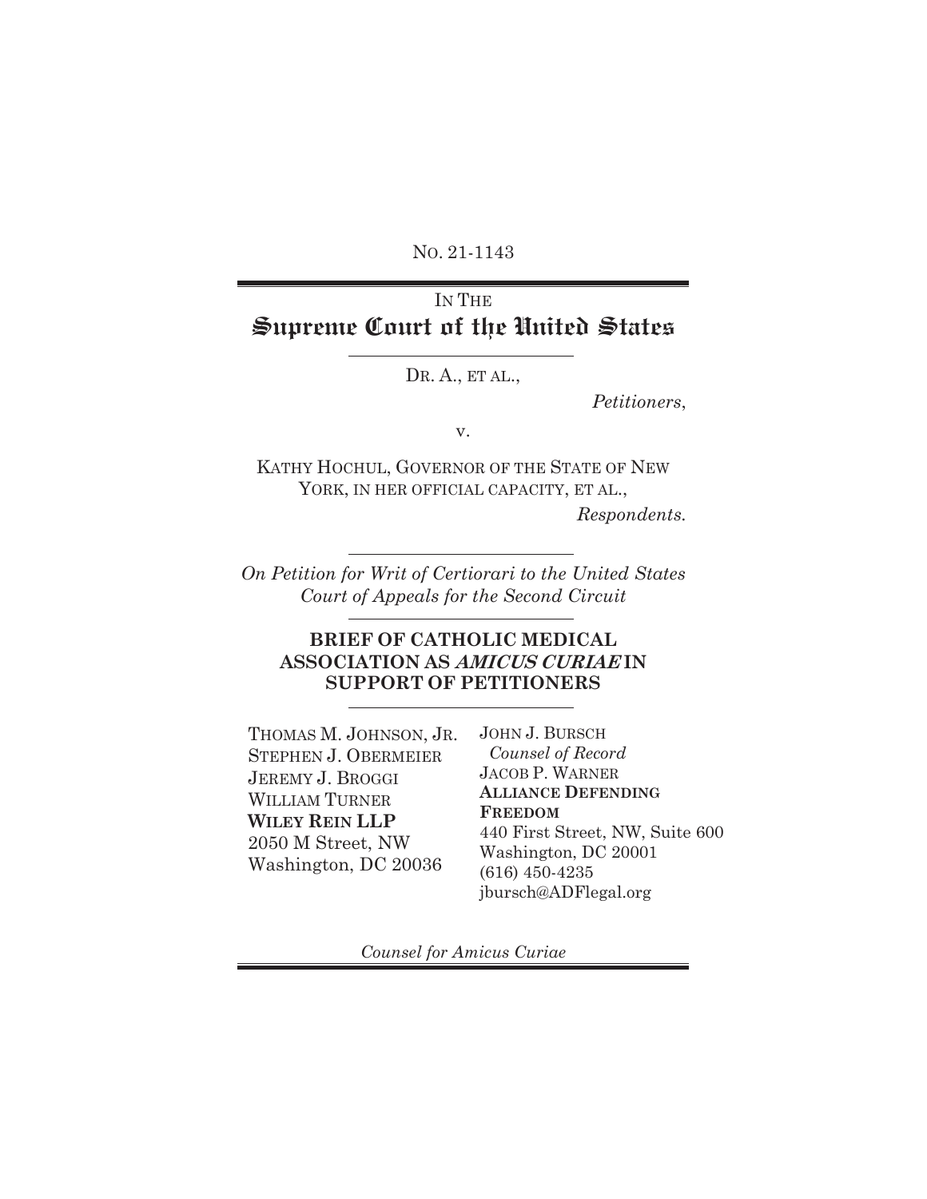No. 21-1143

# IN THE Supreme Court of the United States

DR. A., ET AL.,

*Petitioners*,

v.

KATHY HOCHUL, GOVERNOR OF THE STATE OF NEW YORK, IN HER OFFICIAL CAPACITY, ET AL.,

*Respondents.*

*On Petition for Writ of Certiorari to the United States Court of Appeals for the Second Circuit*

## BRIEF OF CATHOLIC MEDICAL ASSOCIATION AS *AMICUS CURIAE* IN SUPPORT OF PETITIONERS

THOMAS M. JOHNSON, JR.
STEPHEN J. OBERMEIER
JEREMY J. BROGGI
WILLIAM TURNER
**WILEY REIN LLP**
2050 M Street, NW
Washington, DC 20036

JOHN J. BURSCH
*Counsel of Record*
JACOB P. WARNER
**ALLIANCE DEFENDING FREEDOM**
440 First Street, NW, Suite 600
Washington, DC 20001
(616) 450-4235
jbursch@ADFlegal.org

*Counsel for Amicus Curiae*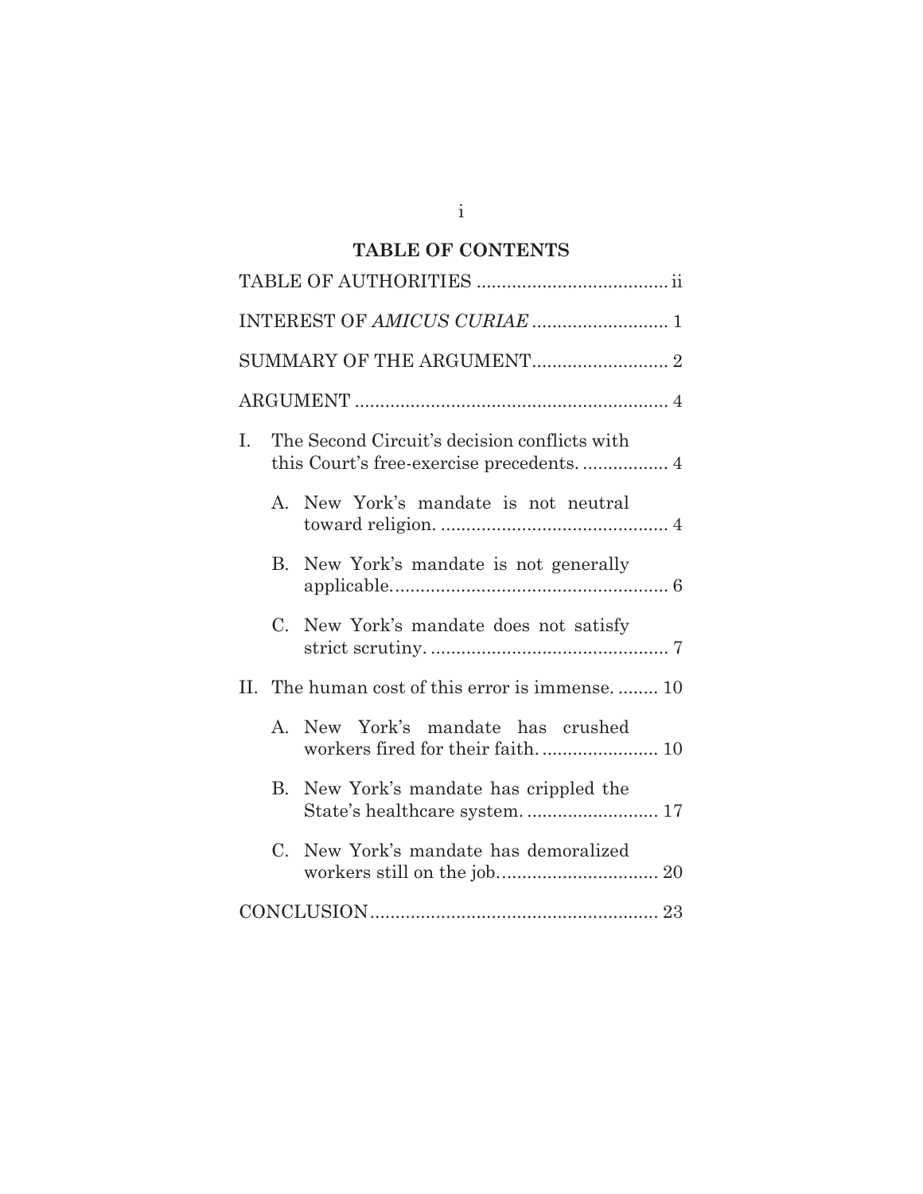## TABLE OF CONTENTS

TABLE OF AUTHORITIES ..................................... ii

INTEREST OF *AMICUS CURIAE* .......................... 1

SUMMARY OF THE ARGUMENT.......................... 2

ARGUMENT ............................................................ 4

I. The Second Circuit's decision conflicts with this Court's free-exercise precedents. ................ 4

   A. New York's mandate is not neutral toward religion. ............................................ 4

   B. New York's mandate is not generally applicable....................................................... 6

   C. New York's mandate does not satisfy strict scrutiny. ............................................... 7

II. The human cost of this error is immense. ........ 10

   A. New York's mandate has crushed workers fired for their faith. ...................... 10

   B. New York's mandate has crippled the State's healthcare system. ......................... 17

   C. New York's mandate has demoralized workers still on the job............................... 20

CONCLUSION........................................................ 23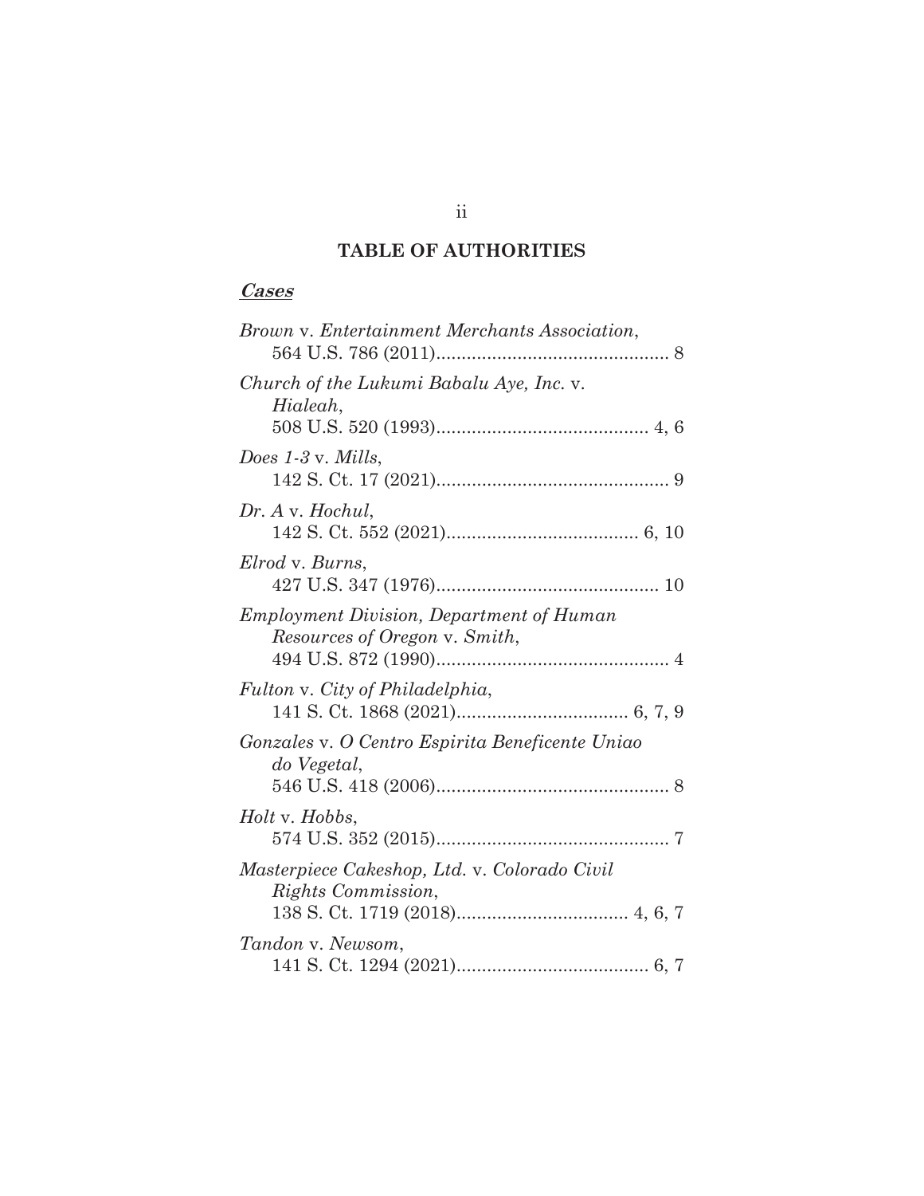## TABLE OF AUTHORITIES

### ***Cases***

*Brown* v. *Entertainment Merchants Association*, 564 U.S. 786 (2011)............................................. 8

*Church of the Lukumi Babalu Aye, Inc.* v. *Hialeah*, 508 U.S. 520 (1993)......................................... 4, 6

*Does 1-3* v. *Mills*, 142 S. Ct. 17 (2021)............................................. 9

*Dr. A* v. *Hochul*, 142 S. Ct. 552 (2021)..................................... 6, 10

*Elrod* v. *Burns*, 427 U.S. 347 (1976)........................................... 10

*Employment Division, Department of Human Resources of Oregon* v. *Smith*, 494 U.S. 872 (1990)............................................. 4

*Fulton* v. *City of Philadelphia*, 141 S. Ct. 1868 (2021)................................. 6, 7, 9

*Gonzales* v. *O Centro Espirita Beneficente Uniao do Vegetal*, 546 U.S. 418 (2006)............................................. 8

*Holt* v. *Hobbs*, 574 U.S. 352 (2015)............................................. 7

*Masterpiece Cakeshop, Ltd.* v. *Colorado Civil Rights Commission*, 138 S. Ct. 1719 (2018)................................. 4, 6, 7

*Tandon* v. *Newsom*, 141 S. Ct. 1294 (2021)..................................... 6, 7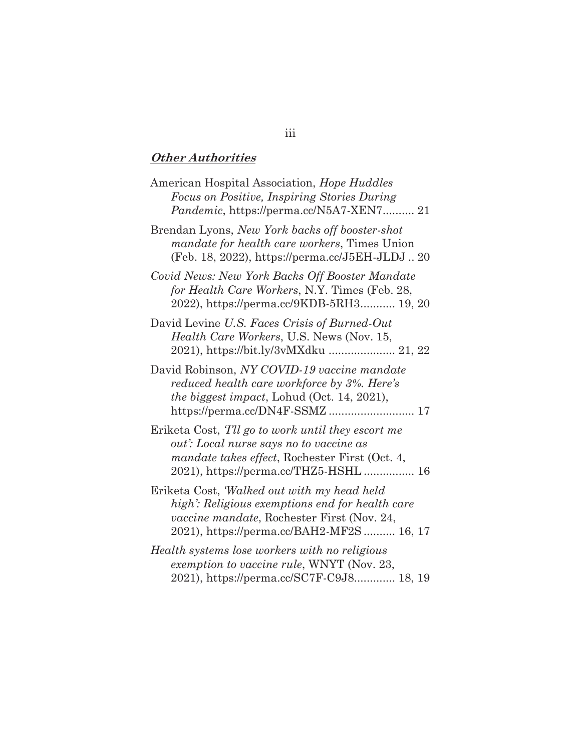## ***Other Authorities***

American Hospital Association, *Hope Huddles Focus on Positive, Inspiring Stories During Pandemic*, https://perma.cc/N5A7-XEN7.......... 21

Brendan Lyons, *New York backs off booster-shot mandate for health care workers*, Times Union (Feb. 18, 2022), https://perma.cc/J5EH-JLDJ .. 20

*Covid News: New York Backs Off Booster Mandate for Health Care Workers*, N.Y. Times (Feb. 28, 2022), https://perma.cc/9KDB-5RH3........... 19, 20

David Levine *U.S. Faces Crisis of Burned-Out Health Care Workers*, U.S. News (Nov. 15, 2021), https://bit.ly/3vMXdku ..................... 21, 22

David Robinson, *NY COVID-19 vaccine mandate reduced health care workforce by 3%. Here's the biggest impact*, Lohud (Oct. 14, 2021), https://perma.cc/DN4F-SSMZ ........................... 17

Eriketa Cost, *'I'll go to work until they escort me out': Local nurse says no to vaccine as mandate takes effect*, Rochester First (Oct. 4, 2021), https://perma.cc/THZ5-HSHL ................ 16

Eriketa Cost, *'Walked out with my head held high': Religious exemptions end for health care vaccine mandate*, Rochester First (Nov. 24, 2021), https://perma.cc/BAH2-MF2S .......... 16, 17

*Health systems lose workers with no religious exemption to vaccine rule*, WNYT (Nov. 23, 2021), https://perma.cc/SC7F-C9J8............. 18, 19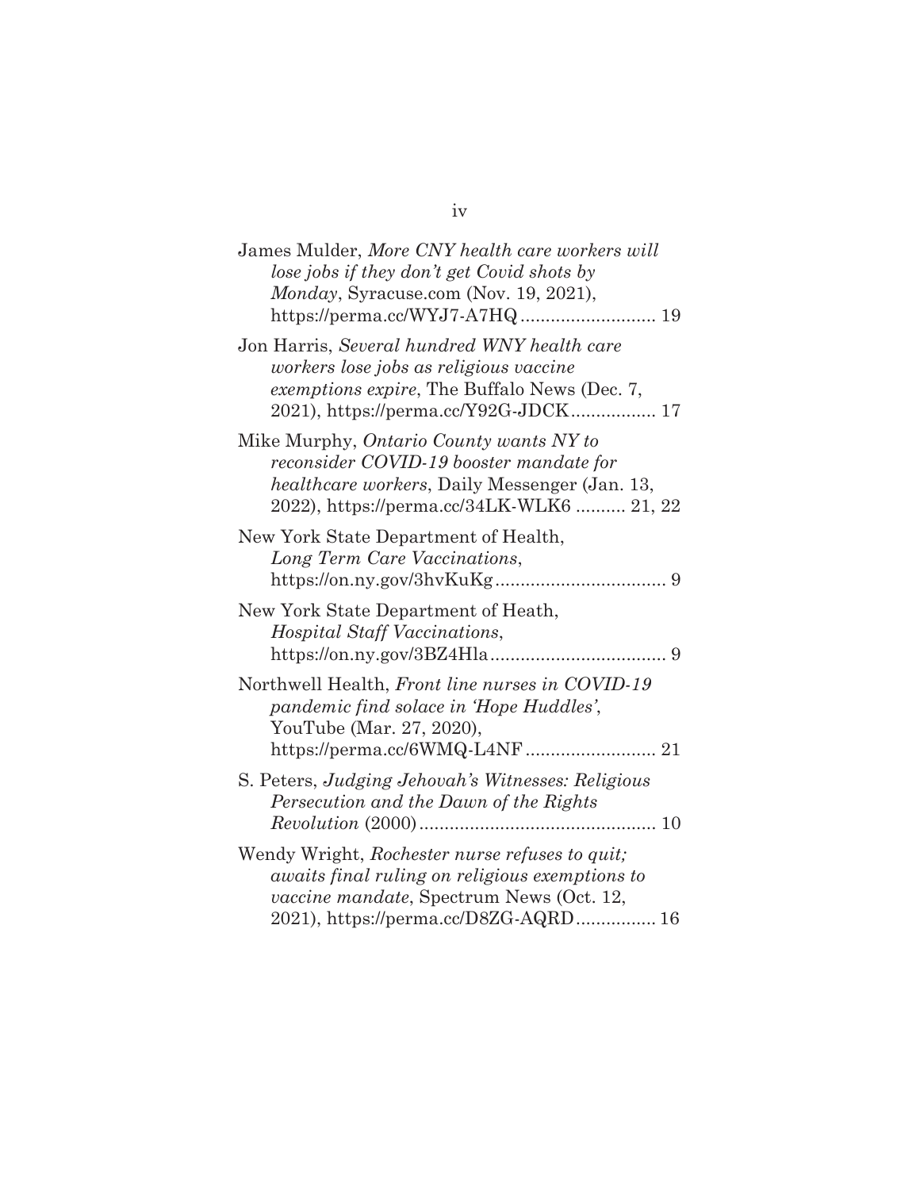James Mulder, *More CNY health care workers will lose jobs if they don't get Covid shots by Monday*, Syracuse.com (Nov. 19, 2021), https://perma.cc/WYJ7-A7HQ .......................... 19

Jon Harris, *Several hundred WNY health care workers lose jobs as religious vaccine exemptions expire*, The Buffalo News (Dec. 7, 2021), https://perma.cc/Y92G-JDCK................. 17

Mike Murphy, *Ontario County wants NY to reconsider COVID-19 booster mandate for healthcare workers*, Daily Messenger (Jan. 13, 2022), https://perma.cc/34LK-WLK6 .......... 21, 22

New York State Department of Health, *Long Term Care Vaccinations*, https://on.ny.gov/3hvKuKg.................................. 9

New York State Department of Heath, *Hospital Staff Vaccinations*, https://on.ny.gov/3BZ4Hla.................................. 9

Northwell Health, *Front line nurses in COVID-19 pandemic find solace in 'Hope Huddles'*, YouTube (Mar. 27, 2020), https://perma.cc/6WMQ-L4NF.......................... 21

S. Peters, *Judging Jehovah's Witnesses: Religious Persecution and the Dawn of the Rights Revolution* (2000)............................................... 10

Wendy Wright, *Rochester nurse refuses to quit; awaits final ruling on religious exemptions to vaccine mandate*, Spectrum News (Oct. 12, 2021), https://perma.cc/D8ZG-AQRD................ 16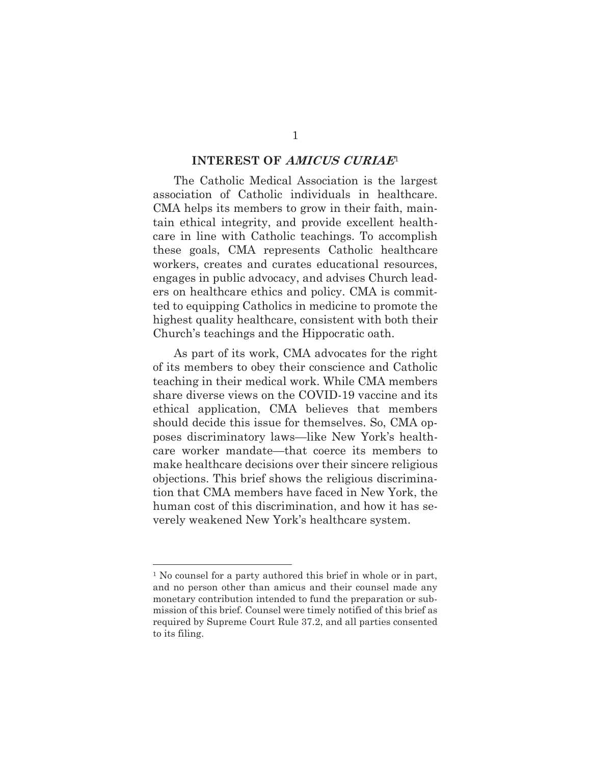## INTEREST OF *AMICUS CURIAE*[1]

The Catholic Medical Association is the largest association of Catholic individuals in healthcare. CMA helps its members to grow in their faith, maintain ethical integrity, and provide excellent healthcare in line with Catholic teachings. To accomplish these goals, CMA represents Catholic healthcare workers, creates and curates educational resources, engages in public advocacy, and advises Church leaders on healthcare ethics and policy. CMA is committed to equipping Catholics in medicine to promote the highest quality healthcare, consistent with both their Church's teachings and the Hippocratic oath.

As part of its work, CMA advocates for the right of its members to obey their conscience and Catholic teaching in their medical work. While CMA members share diverse views on the COVID-19 vaccine and its ethical application, CMA believes that members should decide this issue for themselves. So, CMA opposes discriminatory laws—like New York's healthcare worker mandate—that coerce its members to make healthcare decisions over their sincere religious objections. This brief shows the religious discrimination that CMA members have faced in New York, the human cost of this discrimination, and how it has severely weakened New York's healthcare system.

---

[1] No counsel for a party authored this brief in whole or in part, and no person other than amicus and their counsel made any monetary contribution intended to fund the preparation or submission of this brief. Counsel were timely notified of this brief as required by Supreme Court Rule 37.2, and all parties consented to its filing.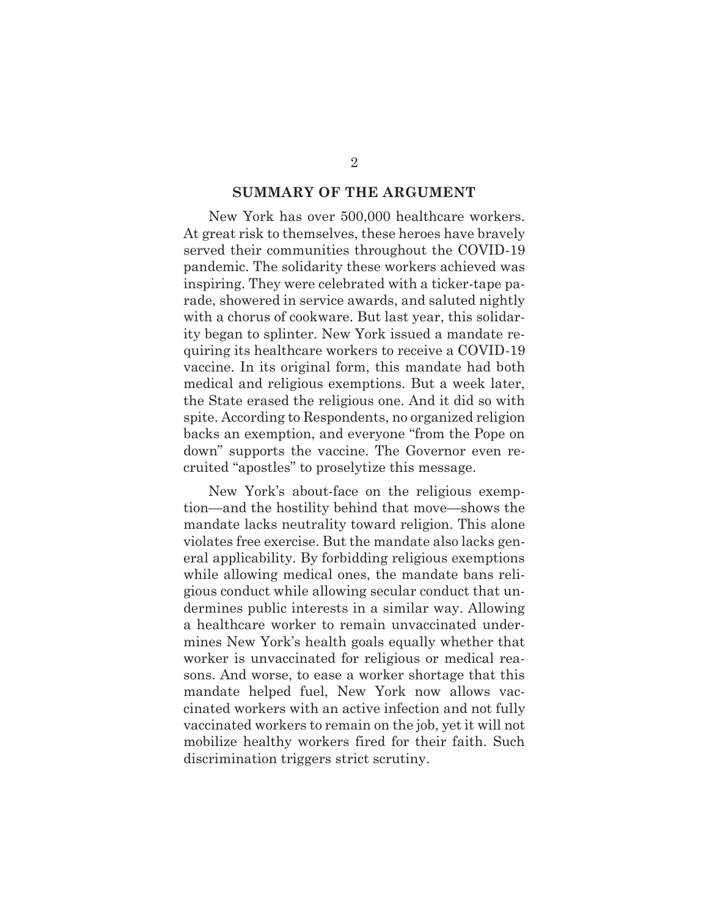## SUMMARY OF THE ARGUMENT

New York has over 500,000 healthcare workers. At great risk to themselves, these heroes have bravely served their communities throughout the COVID-19 pandemic. The solidarity these workers achieved was inspiring. They were celebrated with a ticker-tape parade, showered in service awards, and saluted nightly with a chorus of cookware. But last year, this solidarity began to splinter. New York issued a mandate requiring its healthcare workers to receive a COVID-19 vaccine. In its original form, this mandate had both medical and religious exemptions. But a week later, the State erased the religious one. And it did so with spite. According to Respondents, no organized religion backs an exemption, and everyone "from the Pope on down" supports the vaccine. The Governor even recruited "apostles" to proselytize this message.

New York's about-face on the religious exemption—and the hostility behind that move—shows the mandate lacks neutrality toward religion. This alone violates free exercise. But the mandate also lacks general applicability. By forbidding religious exemptions while allowing medical ones, the mandate bans religious conduct while allowing secular conduct that undermines public interests in a similar way. Allowing a healthcare worker to remain unvaccinated undermines New York's health goals equally whether that worker is unvaccinated for religious or medical reasons. And worse, to ease a worker shortage that this mandate helped fuel, New York now allows vaccinated workers with an active infection and not fully vaccinated workers to remain on the job, yet it will not mobilize healthy workers fired for their faith. Such discrimination triggers strict scrutiny.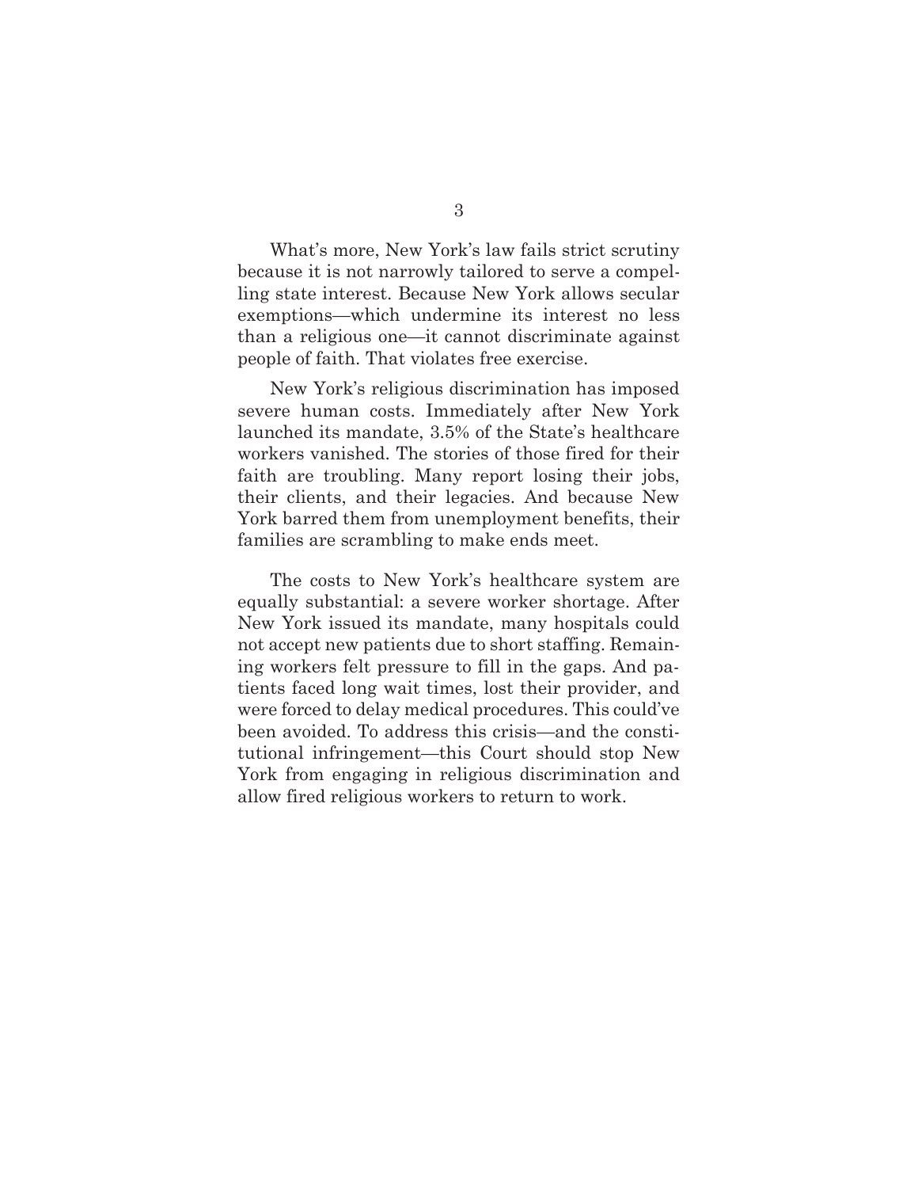What's more, New York's law fails strict scrutiny because it is not narrowly tailored to serve a compelling state interest. Because New York allows secular exemptions—which undermine its interest no less than a religious one—it cannot discriminate against people of faith. That violates free exercise.

New York's religious discrimination has imposed severe human costs. Immediately after New York launched its mandate, 3.5% of the State's healthcare workers vanished. The stories of those fired for their faith are troubling. Many report losing their jobs, their clients, and their legacies. And because New York barred them from unemployment benefits, their families are scrambling to make ends meet.

The costs to New York's healthcare system are equally substantial: a severe worker shortage. After New York issued its mandate, many hospitals could not accept new patients due to short staffing. Remaining workers felt pressure to fill in the gaps. And patients faced long wait times, lost their provider, and were forced to delay medical procedures. This could've been avoided. To address this crisis—and the constitutional infringement—this Court should stop New York from engaging in religious discrimination and allow fired religious workers to return to work.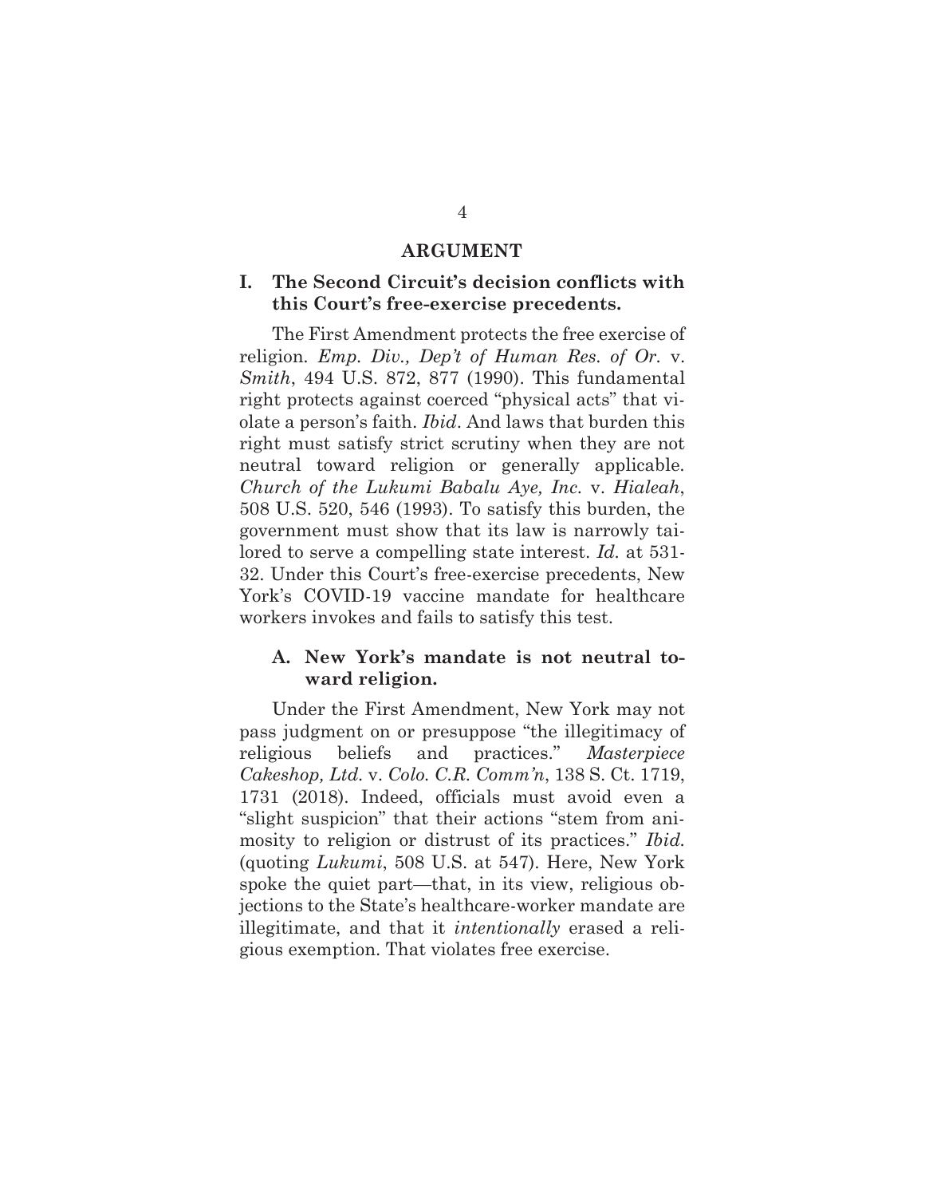# ARGUMENT

## I. The Second Circuit's decision conflicts with this Court's free-exercise precedents.

The First Amendment protects the free exercise of religion. *Emp. Div., Dep't of Human Res. of Or.* v. *Smith*, 494 U.S. 872, 877 (1990). This fundamental right protects against coerced "physical acts" that violate a person's faith. *Ibid*. And laws that burden this right must satisfy strict scrutiny when they are not neutral toward religion or generally applicable. *Church of the Lukumi Babalu Aye, Inc.* v. *Hialeah*, 508 U.S. 520, 546 (1993). To satisfy this burden, the government must show that its law is narrowly tailored to serve a compelling state interest. *Id.* at 531-32. Under this Court's free-exercise precedents, New York's COVID-19 vaccine mandate for healthcare workers invokes and fails to satisfy this test.

### A. New York's mandate is not neutral toward religion.

Under the First Amendment, New York may not pass judgment on or presuppose "the illegitimacy of religious beliefs and practices." *Masterpiece Cakeshop, Ltd.* v. *Colo. C.R. Comm'n*, 138 S. Ct. 1719, 1731 (2018). Indeed, officials must avoid even a "slight suspicion" that their actions "stem from animosity to religion or distrust of its practices." *Ibid.* (quoting *Lukumi*, 508 U.S. at 547). Here, New York spoke the quiet part—that, in its view, religious objections to the State's healthcare-worker mandate are illegitimate, and that it *intentionally* erased a religious exemption. That violates free exercise.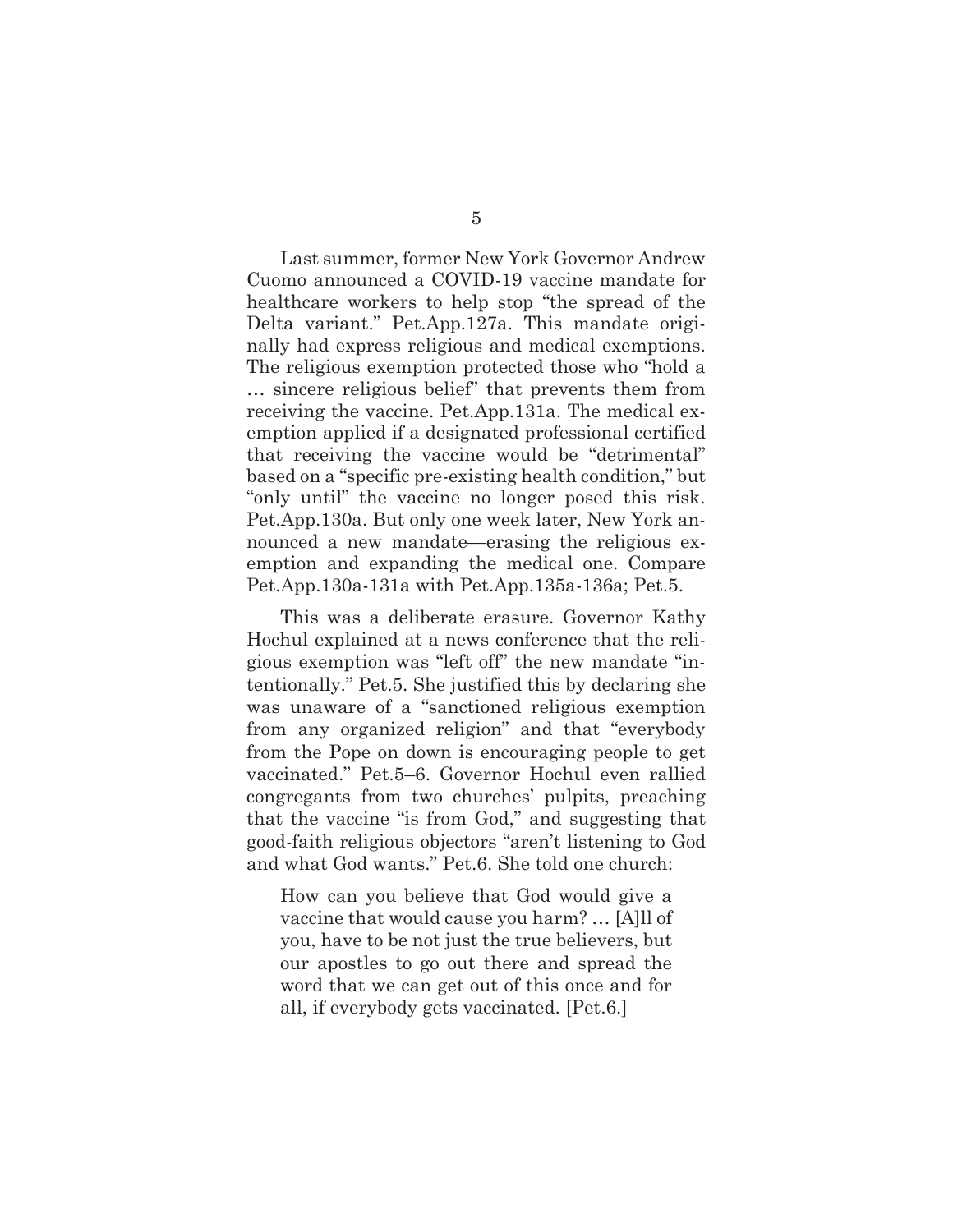Last summer, former New York Governor Andrew Cuomo announced a COVID-19 vaccine mandate for healthcare workers to help stop "the spread of the Delta variant." Pet.App.127a. This mandate originally had express religious and medical exemptions. The religious exemption protected those who "hold a … sincere religious belief" that prevents them from receiving the vaccine. Pet.App.131a. The medical exemption applied if a designated professional certified that receiving the vaccine would be "detrimental" based on a "specific pre-existing health condition," but "only until" the vaccine no longer posed this risk. Pet.App.130a. But only one week later, New York announced a new mandate—erasing the religious exemption and expanding the medical one. Compare Pet.App.130a-131a with Pet.App.135a-136a; Pet.5.

This was a deliberate erasure. Governor Kathy Hochul explained at a news conference that the religious exemption was "left off" the new mandate "intentionally." Pet.5. She justified this by declaring she was unaware of a "sanctioned religious exemption from any organized religion" and that "everybody from the Pope on down is encouraging people to get vaccinated." Pet.5–6. Governor Hochul even rallied congregants from two churches' pulpits, preaching that the vaccine "is from God," and suggesting that good-faith religious objectors "aren't listening to God and what God wants." Pet.6. She told one church:

> How can you believe that God would give a vaccine that would cause you harm? … [A]ll of you, have to be not just the true believers, but our apostles to go out there and spread the word that we can get out of this once and for all, if everybody gets vaccinated. [Pet.6.]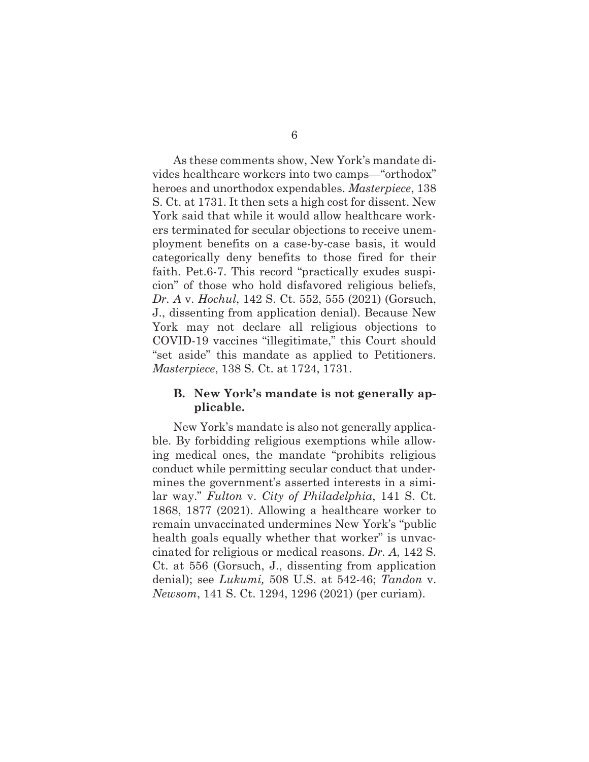As these comments show, New York's mandate divides healthcare workers into two camps—"orthodox" heroes and unorthodox expendables. *Masterpiece*, 138 S. Ct. at 1731. It then sets a high cost for dissent. New York said that while it would allow healthcare workers terminated for secular objections to receive unemployment benefits on a case-by-case basis, it would categorically deny benefits to those fired for their faith. Pet.6-7. This record "practically exudes suspicion" of those who hold disfavored religious beliefs, *Dr. A* v. *Hochul*, 142 S. Ct. 552, 555 (2021) (Gorsuch, J., dissenting from application denial). Because New York may not declare all religious objections to COVID-19 vaccines "illegitimate," this Court should "set aside" this mandate as applied to Petitioners. *Masterpiece*, 138 S. Ct. at 1724, 1731.

### B. New York's mandate is not generally applicable.

New York's mandate is also not generally applicable. By forbidding religious exemptions while allowing medical ones, the mandate "prohibits religious conduct while permitting secular conduct that undermines the government's asserted interests in a similar way." *Fulton* v. *City of Philadelphia*, 141 S. Ct. 1868, 1877 (2021). Allowing a healthcare worker to remain unvaccinated undermines New York's "public health goals equally whether that worker" is unvaccinated for religious or medical reasons. *Dr. A*, 142 S. Ct. at 556 (Gorsuch, J., dissenting from application denial); see *Lukumi,* 508 U.S. at 542-46; *Tandon* v. *Newsom*, 141 S. Ct. 1294, 1296 (2021) (per curiam).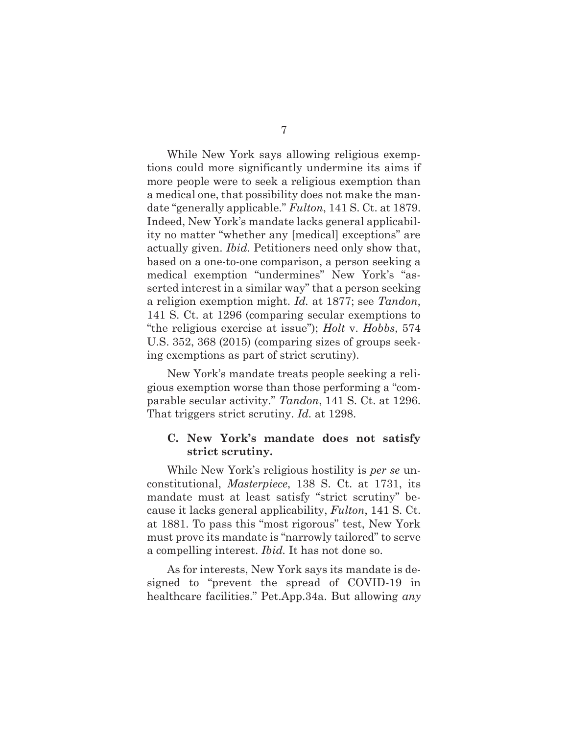While New York says allowing religious exemptions could more significantly undermine its aims if more people were to seek a religious exemption than a medical one, that possibility does not make the mandate "generally applicable." *Fulton*, 141 S. Ct. at 1879. Indeed, New York's mandate lacks general applicability no matter "whether any [medical] exceptions" are actually given. *Ibid.* Petitioners need only show that, based on a one-to-one comparison, a person seeking a medical exemption "undermines" New York's "asserted interest in a similar way" that a person seeking a religion exemption might. *Id.* at 1877; see *Tandon*, 141 S. Ct. at 1296 (comparing secular exemptions to "the religious exercise at issue"); *Holt* v. *Hobbs*, 574 U.S. 352, 368 (2015) (comparing sizes of groups seeking exemptions as part of strict scrutiny).

New York's mandate treats people seeking a religious exemption worse than those performing a "comparable secular activity." *Tandon*, 141 S. Ct. at 1296. That triggers strict scrutiny. *Id.* at 1298.

### C. New York's mandate does not satisfy strict scrutiny.

While New York's religious hostility is *per se* unconstitutional, *Masterpiece*, 138 S. Ct. at 1731, its mandate must at least satisfy "strict scrutiny" because it lacks general applicability, *Fulton*, 141 S. Ct. at 1881. To pass this "most rigorous" test, New York must prove its mandate is "narrowly tailored" to serve a compelling interest. *Ibid.* It has not done so.

As for interests, New York says its mandate is designed to "prevent the spread of COVID-19 in healthcare facilities." Pet.App.34a. But allowing *any*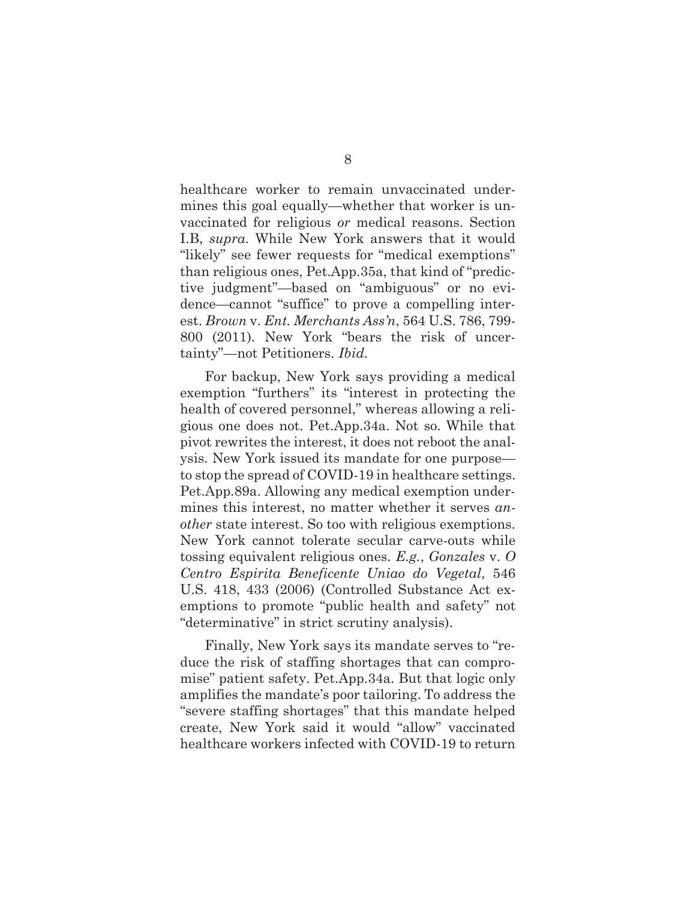healthcare worker to remain unvaccinated undermines this goal equally—whether that worker is unvaccinated for religious *or* medical reasons. Section I.B, *supra*. While New York answers that it would "likely" see fewer requests for "medical exemptions" than religious ones, Pet.App.35a, that kind of "predictive judgment"—based on "ambiguous" or no evidence—cannot "suffice" to prove a compelling interest. *Brown* v. *Ent. Merchants Ass'n*, 564 U.S. 786, 799-800 (2011). New York "bears the risk of uncertainty"—not Petitioners. *Ibid.*

For backup, New York says providing a medical exemption "furthers" its "interest in protecting the health of covered personnel," whereas allowing a religious one does not. Pet.App.34a. Not so. While that pivot rewrites the interest, it does not reboot the analysis. New York issued its mandate for one purpose—to stop the spread of COVID-19 in healthcare settings. Pet.App.89a. Allowing any medical exemption undermines this interest, no matter whether it serves *another* state interest. So too with religious exemptions. New York cannot tolerate secular carve-outs while tossing equivalent religious ones. *E.g.*, *Gonzales* v. *O Centro Espirita Beneficente Uniao do Vegetal*, 546 U.S. 418, 433 (2006) (Controlled Substance Act exemptions to promote "public health and safety" not "determinative" in strict scrutiny analysis).

Finally, New York says its mandate serves to "reduce the risk of staffing shortages that can compromise" patient safety. Pet.App.34a. But that logic only amplifies the mandate's poor tailoring. To address the "severe staffing shortages" that this mandate helped create, New York said it would "allow" vaccinated healthcare workers infected with COVID-19 to return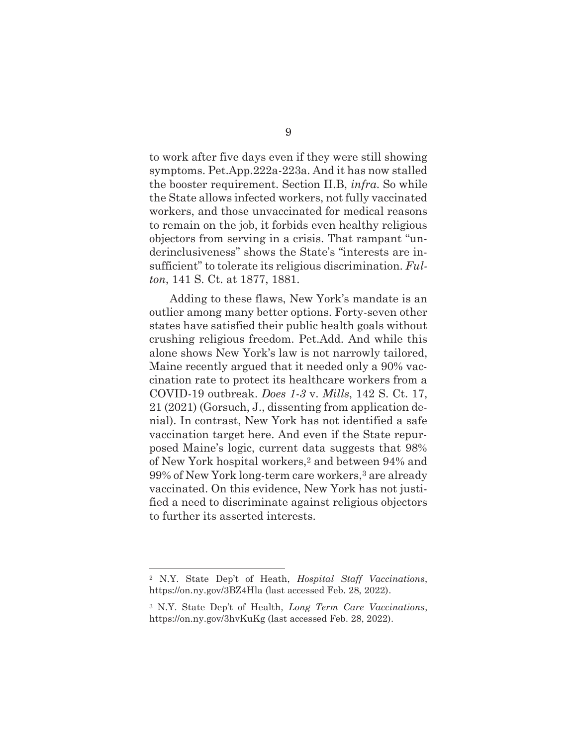to work after five days even if they were still showing symptoms. Pet.App.222a-223a. And it has now stalled the booster requirement. Section II.B, *infra.* So while the State allows infected workers, not fully vaccinated workers, and those unvaccinated for medical reasons to remain on the job, it forbids even healthy religious objectors from serving in a crisis. That rampant "underinclusiveness" shows the State's "interests are insufficient" to tolerate its religious discrimination. *Fulton*, 141 S. Ct. at 1877, 1881.

Adding to these flaws, New York's mandate is an outlier among many better options. Forty-seven other states have satisfied their public health goals without crushing religious freedom. Pet.Add. And while this alone shows New York's law is not narrowly tailored, Maine recently argued that it needed only a 90% vaccination rate to protect its healthcare workers from a COVID-19 outbreak. *Does 1-3* v. *Mills*, 142 S. Ct. 17, 21 (2021) (Gorsuch, J., dissenting from application denial). In contrast, New York has not identified a safe vaccination target here. And even if the State repurposed Maine's logic, current data suggests that 98% of New York hospital workers,[2] and between 94% and 99% of New York long-term care workers,[3] are already vaccinated. On this evidence, New York has not justified a need to discriminate against religious objectors to further its asserted interests.

---

[2] N.Y. State Dep't of Heath, *Hospital Staff Vaccinations*, https://on.ny.gov/3BZ4Hla (last accessed Feb. 28, 2022).

[3] N.Y. State Dep't of Health, *Long Term Care Vaccinations*, https://on.ny.gov/3hvKuKg (last accessed Feb. 28, 2022).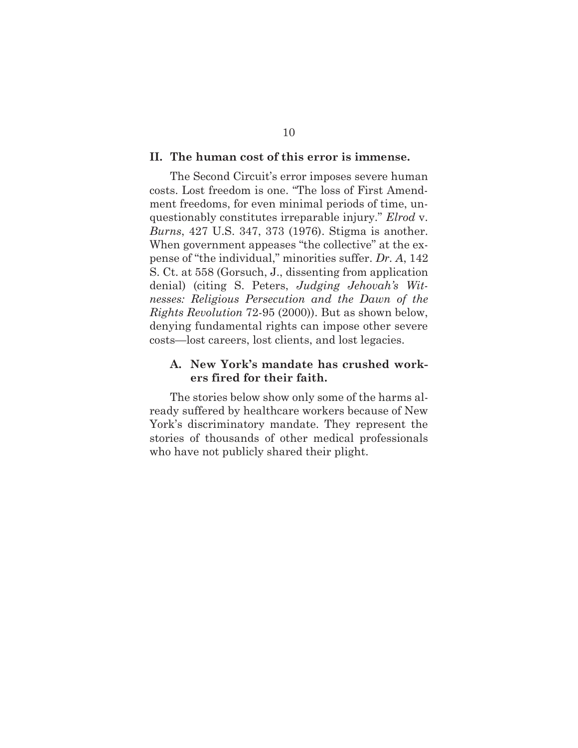## II. The human cost of this error is immense.

The Second Circuit's error imposes severe human costs. Lost freedom is one. "The loss of First Amendment freedoms, for even minimal periods of time, unquestionably constitutes irreparable injury." *Elrod* v. *Burns*, 427 U.S. 347, 373 (1976). Stigma is another. When government appeases "the collective" at the expense of "the individual," minorities suffer. *Dr. A*, 142 S. Ct. at 558 (Gorsuch, J., dissenting from application denial) (citing S. Peters, *Judging Jehovah's Witnesses: Religious Persecution and the Dawn of the Rights Revolution* 72-95 (2000)). But as shown below, denying fundamental rights can impose other severe costs—lost careers, lost clients, and lost legacies.

### A. New York's mandate has crushed workers fired for their faith.

The stories below show only some of the harms already suffered by healthcare workers because of New York's discriminatory mandate. They represent the stories of thousands of other medical professionals who have not publicly shared their plight.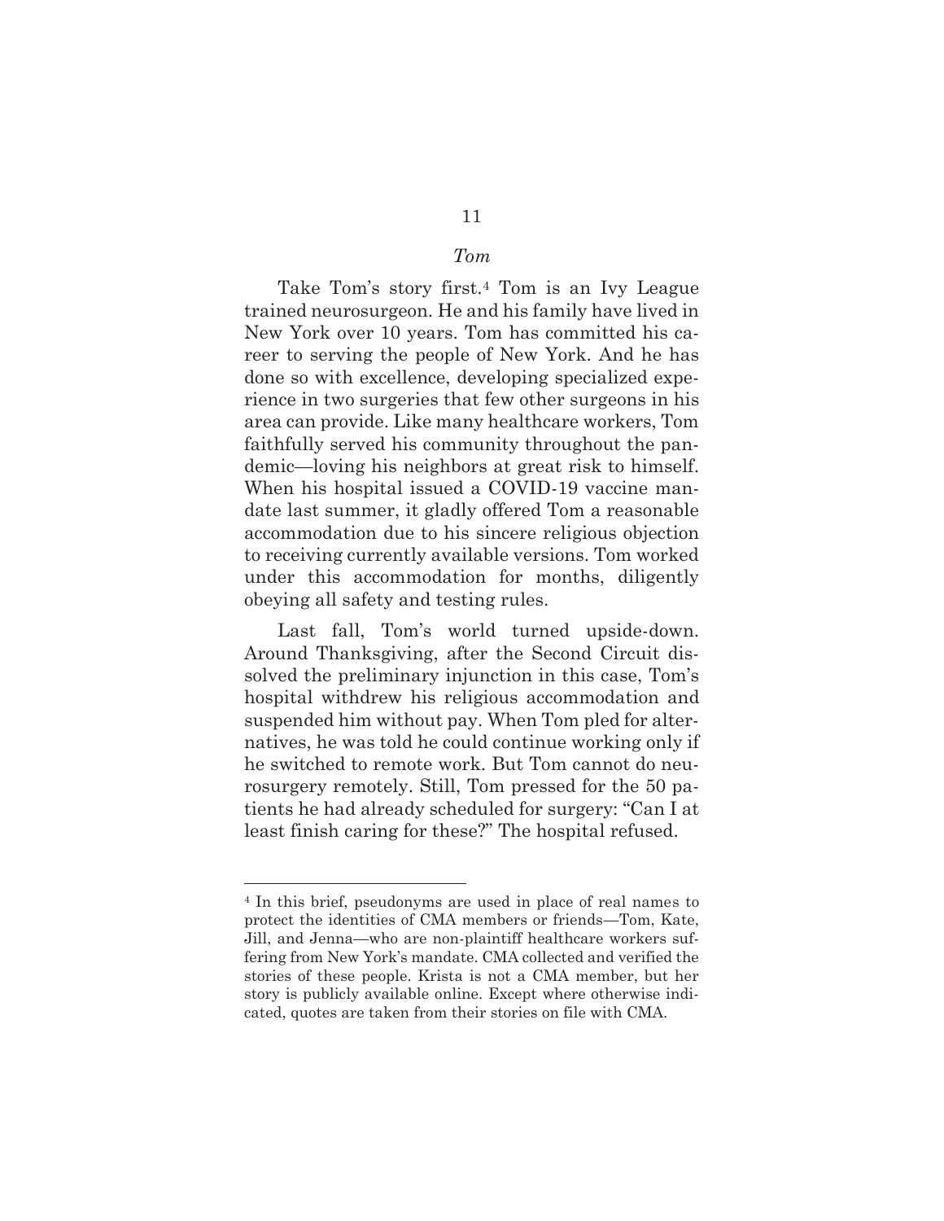*Tom*

Take Tom's story first.[4] Tom is an Ivy League trained neurosurgeon. He and his family have lived in New York over 10 years. Tom has committed his career to serving the people of New York. And he has done so with excellence, developing specialized experience in two surgeries that few other surgeons in his area can provide. Like many healthcare workers, Tom faithfully served his community throughout the pandemic—loving his neighbors at great risk to himself. When his hospital issued a COVID-19 vaccine mandate last summer, it gladly offered Tom a reasonable accommodation due to his sincere religious objection to receiving currently available versions. Tom worked under this accommodation for months, diligently obeying all safety and testing rules.

Last fall, Tom's world turned upside-down. Around Thanksgiving, after the Second Circuit dissolved the preliminary injunction in this case, Tom's hospital withdrew his religious accommodation and suspended him without pay. When Tom pled for alternatives, he was told he could continue working only if he switched to remote work. But Tom cannot do neurosurgery remotely. Still, Tom pressed for the 50 patients he had already scheduled for surgery: "Can I at least finish caring for these?" The hospital refused.

---

[4] In this brief, pseudonyms are used in place of real names to protect the identities of CMA members or friends—Tom, Kate, Jill, and Jenna—who are non-plaintiff healthcare workers suffering from New York's mandate. CMA collected and verified the stories of these people. Krista is not a CMA member, but her story is publicly available online. Except where otherwise indicated, quotes are taken from their stories on file with CMA.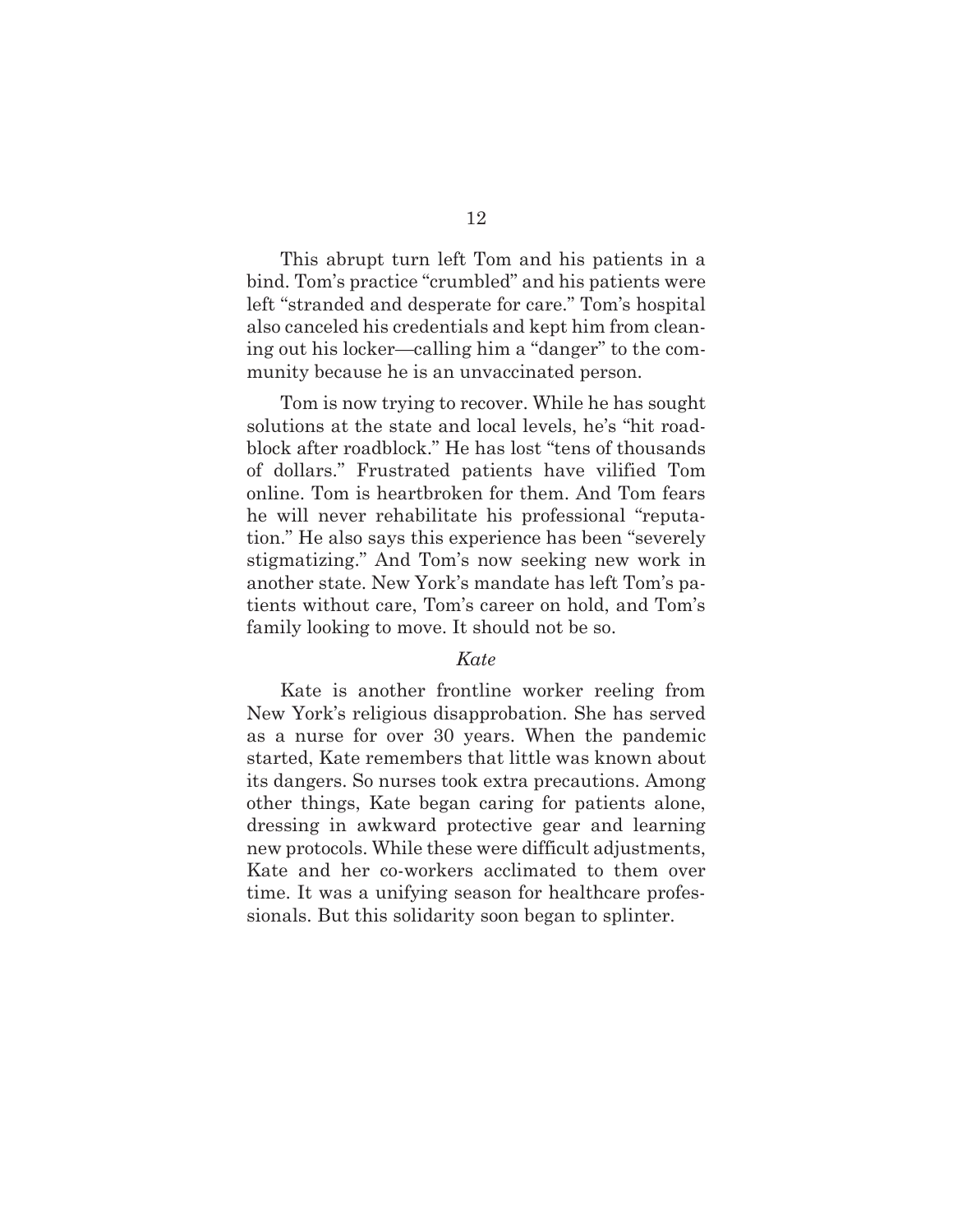This abrupt turn left Tom and his patients in a bind. Tom's practice "crumbled" and his patients were left "stranded and desperate for care." Tom's hospital also canceled his credentials and kept him from cleaning out his locker—calling him a "danger" to the community because he is an unvaccinated person.

Tom is now trying to recover. While he has sought solutions at the state and local levels, he's "hit roadblock after roadblock." He has lost "tens of thousands of dollars." Frustrated patients have vilified Tom online. Tom is heartbroken for them. And Tom fears he will never rehabilitate his professional "reputation." He also says this experience has been "severely stigmatizing." And Tom's now seeking new work in another state. New York's mandate has left Tom's patients without care, Tom's career on hold, and Tom's family looking to move. It should not be so.

*Kate*

Kate is another frontline worker reeling from New York's religious disapprobation. She has served as a nurse for over 30 years. When the pandemic started, Kate remembers that little was known about its dangers. So nurses took extra precautions. Among other things, Kate began caring for patients alone, dressing in awkward protective gear and learning new protocols. While these were difficult adjustments, Kate and her co-workers acclimated to them over time. It was a unifying season for healthcare professionals. But this solidarity soon began to splinter.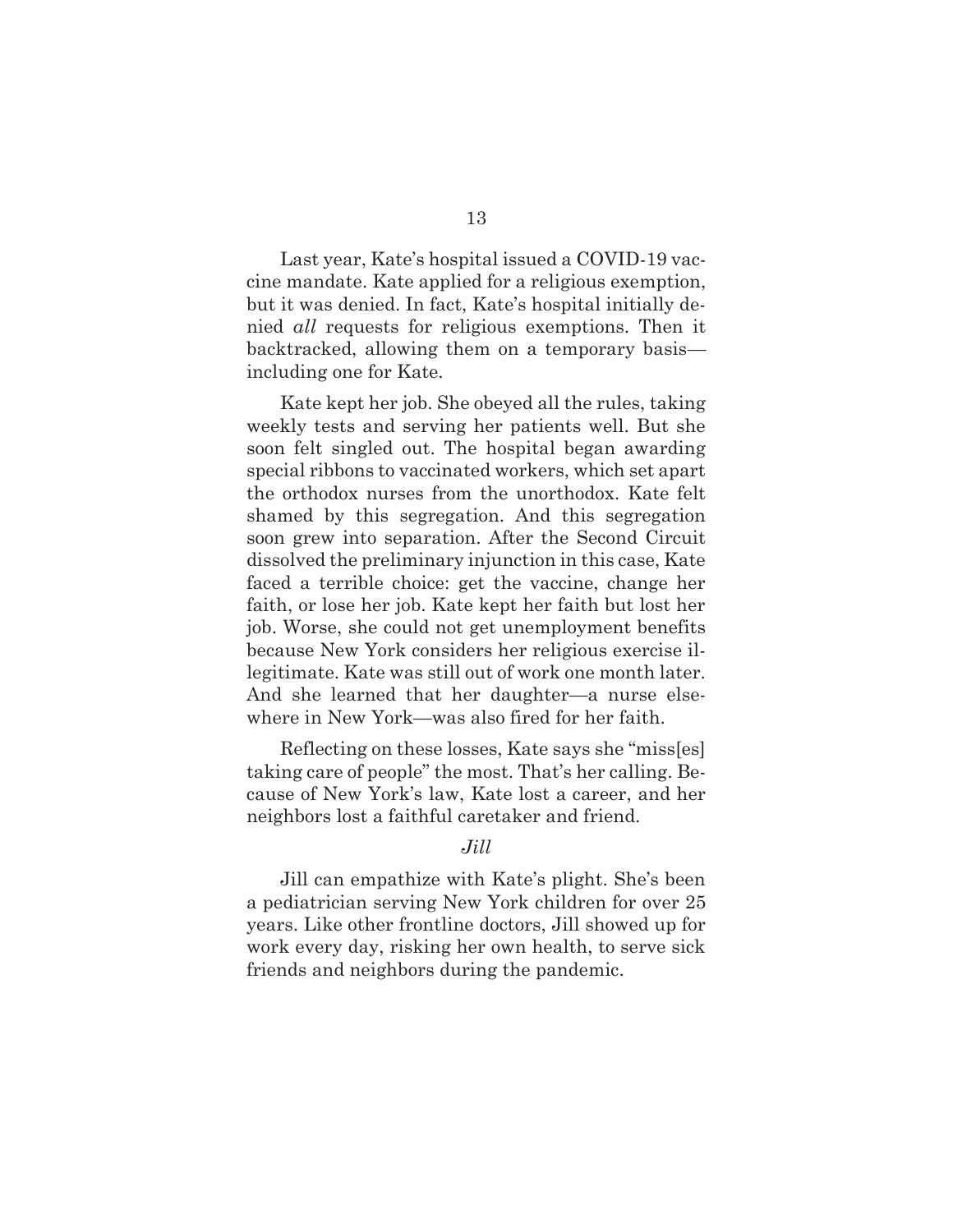Last year, Kate's hospital issued a COVID-19 vaccine mandate. Kate applied for a religious exemption, but it was denied. In fact, Kate's hospital initially denied *all* requests for religious exemptions. Then it backtracked, allowing them on a temporary basis—including one for Kate.

Kate kept her job. She obeyed all the rules, taking weekly tests and serving her patients well. But she soon felt singled out. The hospital began awarding special ribbons to vaccinated workers, which set apart the orthodox nurses from the unorthodox. Kate felt shamed by this segregation. And this segregation soon grew into separation. After the Second Circuit dissolved the preliminary injunction in this case, Kate faced a terrible choice: get the vaccine, change her faith, or lose her job. Kate kept her faith but lost her job. Worse, she could not get unemployment benefits because New York considers her religious exercise illegitimate. Kate was still out of work one month later. And she learned that her daughter—a nurse elsewhere in New York—was also fired for her faith.

Reflecting on these losses, Kate says she "miss[es] taking care of people" the most. That's her calling. Because of New York's law, Kate lost a career, and her neighbors lost a faithful caretaker and friend.

*Jill*

Jill can empathize with Kate's plight. She's been a pediatrician serving New York children for over 25 years. Like other frontline doctors, Jill showed up for work every day, risking her own health, to serve sick friends and neighbors during the pandemic.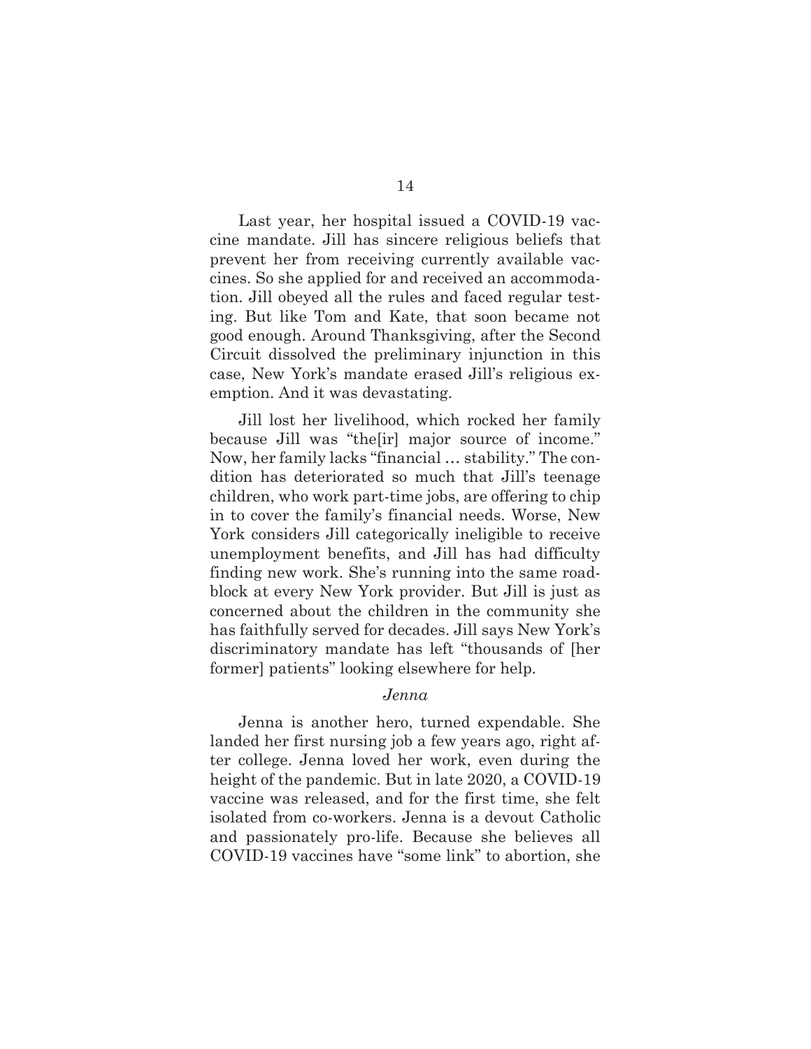Last year, her hospital issued a COVID-19 vaccine mandate. Jill has sincere religious beliefs that prevent her from receiving currently available vaccines. So she applied for and received an accommodation. Jill obeyed all the rules and faced regular testing. But like Tom and Kate, that soon became not good enough. Around Thanksgiving, after the Second Circuit dissolved the preliminary injunction in this case, New York's mandate erased Jill's religious exemption. And it was devastating.

Jill lost her livelihood, which rocked her family because Jill was "the[ir] major source of income." Now, her family lacks "financial … stability." The condition has deteriorated so much that Jill's teenage children, who work part-time jobs, are offering to chip in to cover the family's financial needs. Worse, New York considers Jill categorically ineligible to receive unemployment benefits, and Jill has had difficulty finding new work. She's running into the same roadblock at every New York provider. But Jill is just as concerned about the children in the community she has faithfully served for decades. Jill says New York's discriminatory mandate has left "thousands of [her former] patients" looking elsewhere for help.

*Jenna*

Jenna is another hero, turned expendable. She landed her first nursing job a few years ago, right after college. Jenna loved her work, even during the height of the pandemic. But in late 2020, a COVID-19 vaccine was released, and for the first time, she felt isolated from co-workers. Jenna is a devout Catholic and passionately pro-life. Because she believes all COVID-19 vaccines have "some link" to abortion, she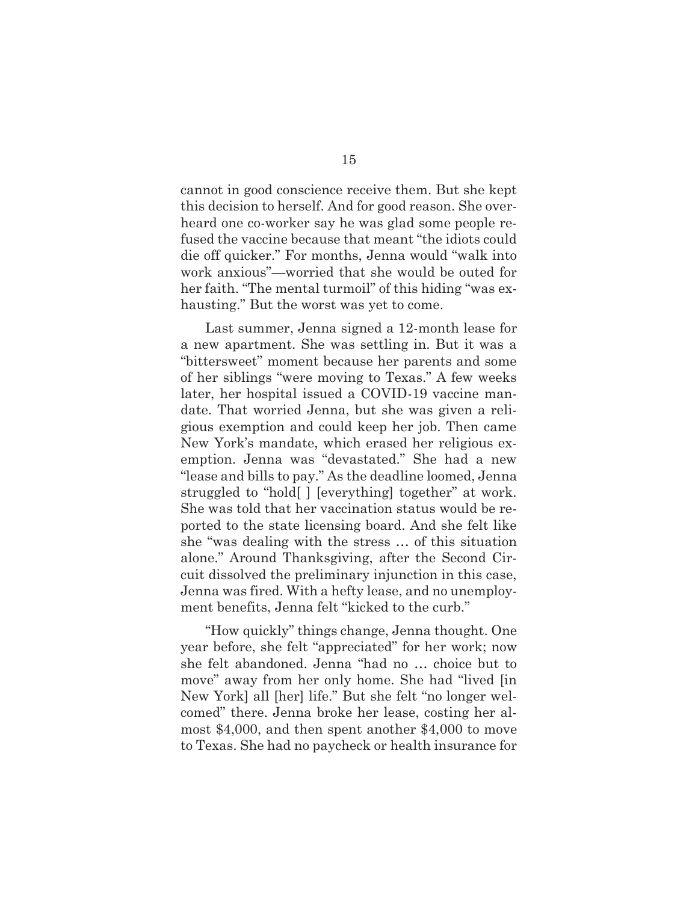cannot in good conscience receive them. But she kept this decision to herself. And for good reason. She overheard one co-worker say he was glad some people refused the vaccine because that meant "the idiots could die off quicker." For months, Jenna would "walk into work anxious"—worried that she would be outed for her faith. "The mental turmoil" of this hiding "was exhausting." But the worst was yet to come.

Last summer, Jenna signed a 12-month lease for a new apartment. She was settling in. But it was a "bittersweet" moment because her parents and some of her siblings "were moving to Texas." A few weeks later, her hospital issued a COVID-19 vaccine mandate. That worried Jenna, but she was given a religious exemption and could keep her job. Then came New York's mandate, which erased her religious exemption. Jenna was "devastated." She had a new "lease and bills to pay." As the deadline loomed, Jenna struggled to "hold[ ] [everything] together" at work. She was told that her vaccination status would be reported to the state licensing board. And she felt like she "was dealing with the stress … of this situation alone." Around Thanksgiving, after the Second Circuit dissolved the preliminary injunction in this case, Jenna was fired. With a hefty lease, and no unemployment benefits, Jenna felt "kicked to the curb."

"How quickly" things change, Jenna thought. One year before, she felt "appreciated" for her work; now she felt abandoned. Jenna "had no … choice but to move" away from her only home. She had "lived [in New York] all [her] life." But she felt "no longer welcomed" there. Jenna broke her lease, costing her almost $4,000, and then spent another $4,000 to move to Texas. She had no paycheck or health insurance for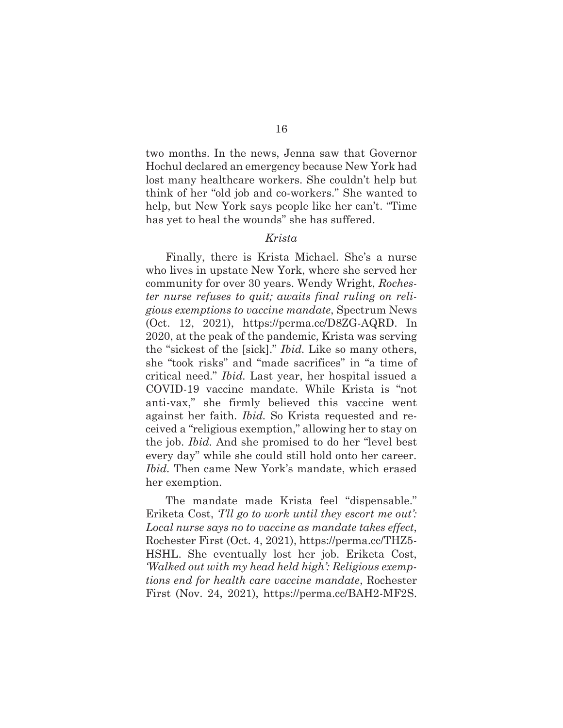two months. In the news, Jenna saw that Governor Hochul declared an emergency because New York had lost many healthcare workers. She couldn't help but think of her "old job and co-workers." She wanted to help, but New York says people like her can't. "Time has yet to heal the wounds" she has suffered.

### *Krista*

Finally, there is Krista Michael. She's a nurse who lives in upstate New York, where she served her community for over 30 years. Wendy Wright, *Rochester nurse refuses to quit; awaits final ruling on religious exemptions to vaccine mandate*, Spectrum News (Oct. 12, 2021), https://perma.cc/D8ZG-AQRD. In 2020, at the peak of the pandemic, Krista was serving the "sickest of the [sick]." *Ibid.* Like so many others, she "took risks" and "made sacrifices" in "a time of critical need." *Ibid.* Last year, her hospital issued a COVID-19 vaccine mandate. While Krista is "not anti-vax," she firmly believed this vaccine went against her faith. *Ibid.* So Krista requested and received a "religious exemption," allowing her to stay on the job. *Ibid.* And she promised to do her "level best every day" while she could still hold onto her career. *Ibid.* Then came New York's mandate, which erased her exemption.

The mandate made Krista feel "dispensable." Eriketa Cost, *'I'll go to work until they escort me out': Local nurse says no to vaccine as mandate takes effect*, Rochester First (Oct. 4, 2021), https://perma.cc/THZ5-HSHL. She eventually lost her job. Eriketa Cost, *'Walked out with my head held high': Religious exemptions end for health care vaccine mandate*, Rochester First (Nov. 24, 2021), https://perma.cc/BAH2-MF2S.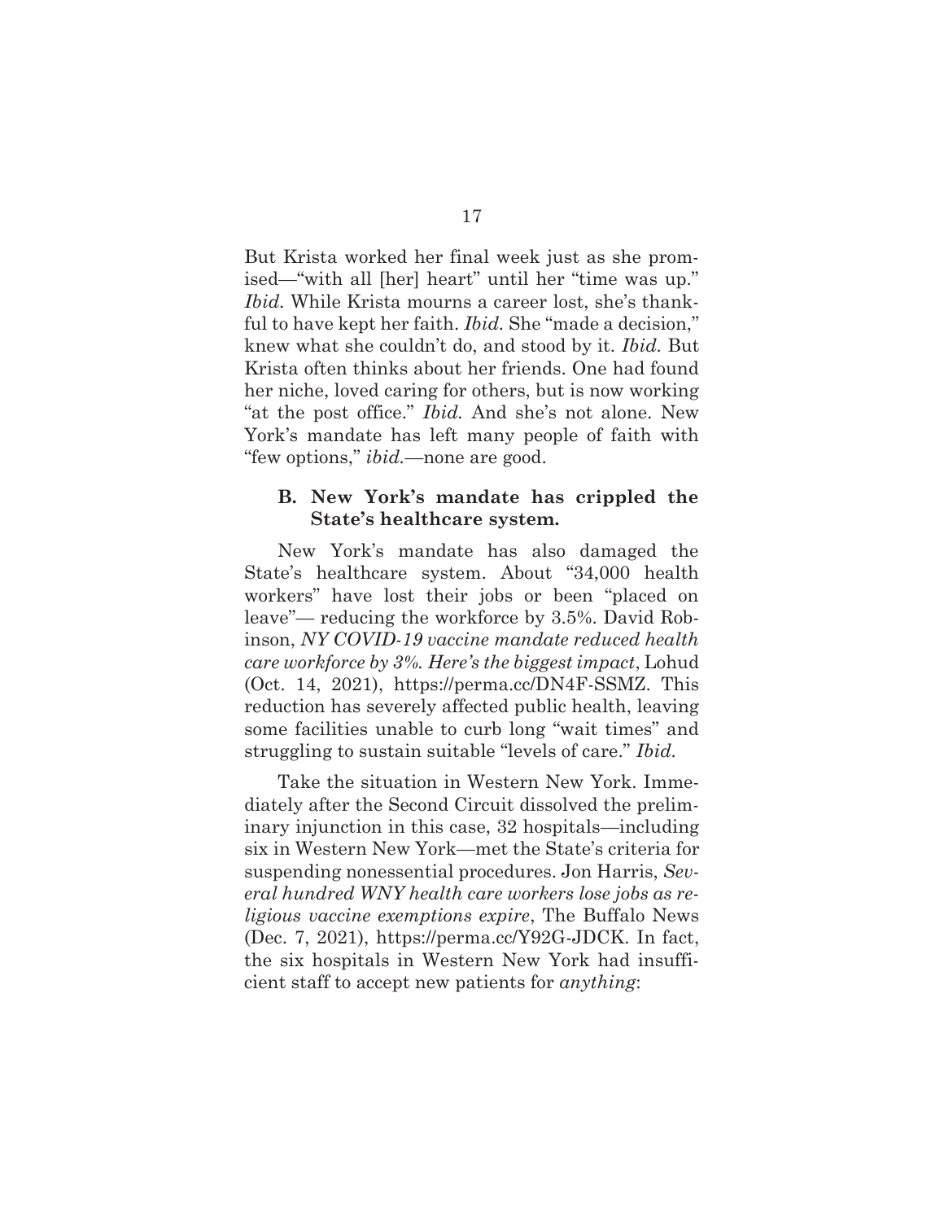But Krista worked her final week just as she promised—"with all [her] heart" until her "time was up." *Ibid.* While Krista mourns a career lost, she's thankful to have kept her faith. *Ibid.* She "made a decision," knew what she couldn't do, and stood by it. *Ibid.* But Krista often thinks about her friends. One had found her niche, loved caring for others, but is now working "at the post office." *Ibid.* And she's not alone. New York's mandate has left many people of faith with "few options," *ibid.*—none are good.

### B. New York's mandate has crippled the State's healthcare system.

New York's mandate has also damaged the State's healthcare system. About "34,000 health workers" have lost their jobs or been "placed on leave"— reducing the workforce by 3.5%. David Robinson, *NY COVID-19 vaccine mandate reduced health care workforce by 3%. Here's the biggest impact*, Lohud (Oct. 14, 2021), https://perma.cc/DN4F-SSMZ. This reduction has severely affected public health, leaving some facilities unable to curb long "wait times" and struggling to sustain suitable "levels of care." *Ibid.*

Take the situation in Western New York. Immediately after the Second Circuit dissolved the preliminary injunction in this case, 32 hospitals—including six in Western New York—met the State's criteria for suspending nonessential procedures. Jon Harris, *Several hundred WNY health care workers lose jobs as religious vaccine exemptions expire*, The Buffalo News (Dec. 7, 2021), https://perma.cc/Y92G-JDCK. In fact, the six hospitals in Western New York had insufficient staff to accept new patients for *anything*: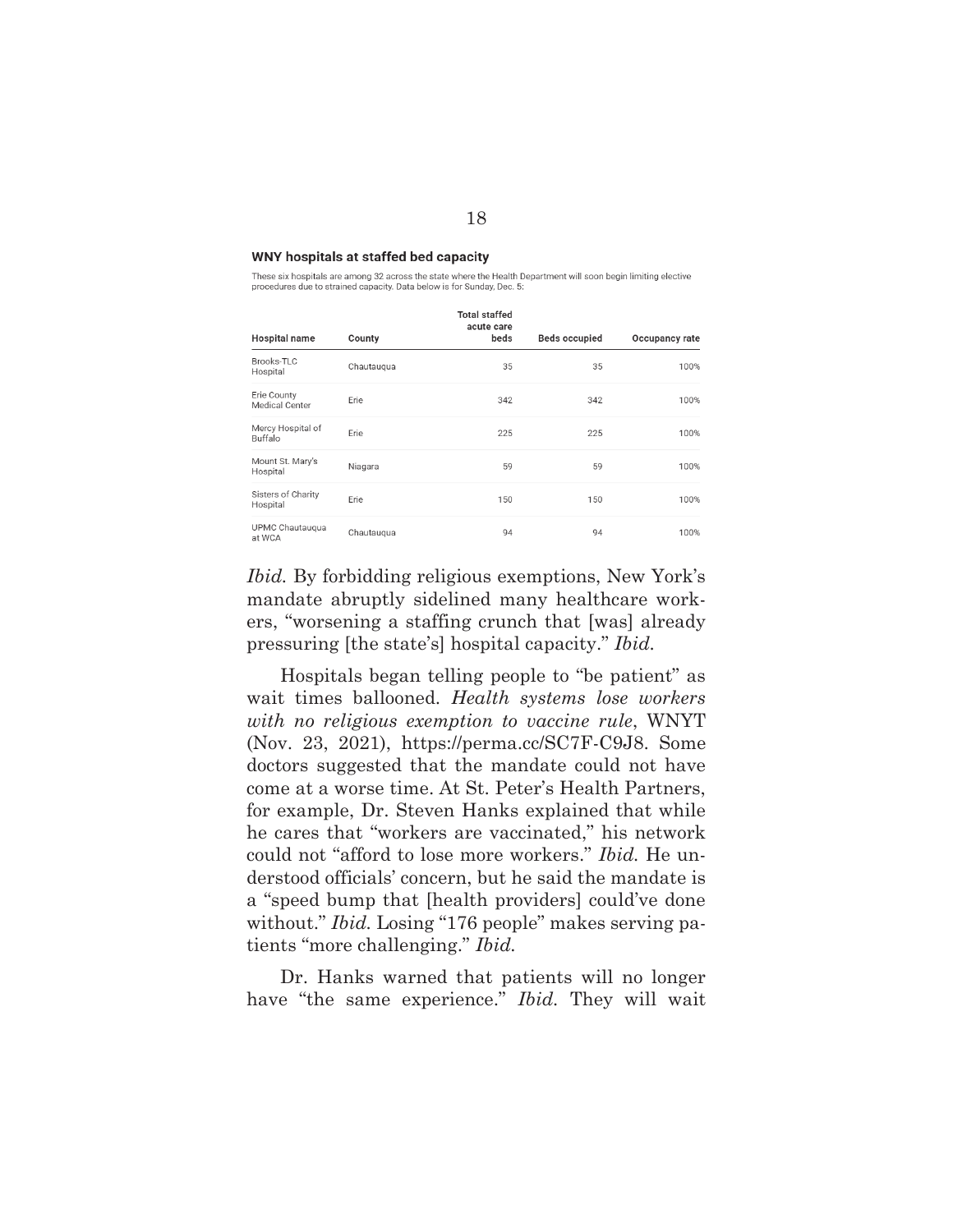**WNY hospitals at staffed bed capacity**

These six hospitals are among 32 across the state where the Health Department will soon begin limiting elective procedures due to strained capacity. Data below is for Sunday, Dec. 5:

| Hospital name | County | Total staffed acute care beds | Beds occupied | Occupancy rate |
|---|---|---|---|---|
| Brooks-TLC Hospital | Chautauqua | 35 | 35 | 100% |
| Erie County Medical Center | Erie | 342 | 342 | 100% |
| Mercy Hospital of Buffalo | Erie | 225 | 225 | 100% |
| Mount St. Mary's Hospital | Niagara | 59 | 59 | 100% |
| Sisters of Charity Hospital | Erie | 150 | 150 | 100% |
| UPMC Chautauqua at WCA | Chautauqua | 94 | 94 | 100% |

*Ibid.* By forbidding religious exemptions, New York's mandate abruptly sidelined many healthcare workers, "worsening a staffing crunch that [was] already pressuring [the state's] hospital capacity." *Ibid.*

Hospitals began telling people to "be patient" as wait times ballooned. *Health systems lose workers with no religious exemption to vaccine rule*, WNYT (Nov. 23, 2021), https://perma.cc/SC7F-C9J8. Some doctors suggested that the mandate could not have come at a worse time. At St. Peter's Health Partners, for example, Dr. Steven Hanks explained that while he cares that "workers are vaccinated," his network could not "afford to lose more workers." *Ibid.* He understood officials' concern, but he said the mandate is a "speed bump that [health providers] could've done without." *Ibid.* Losing "176 people" makes serving patients "more challenging." *Ibid.*

Dr. Hanks warned that patients will no longer have "the same experience." *Ibid.* They will wait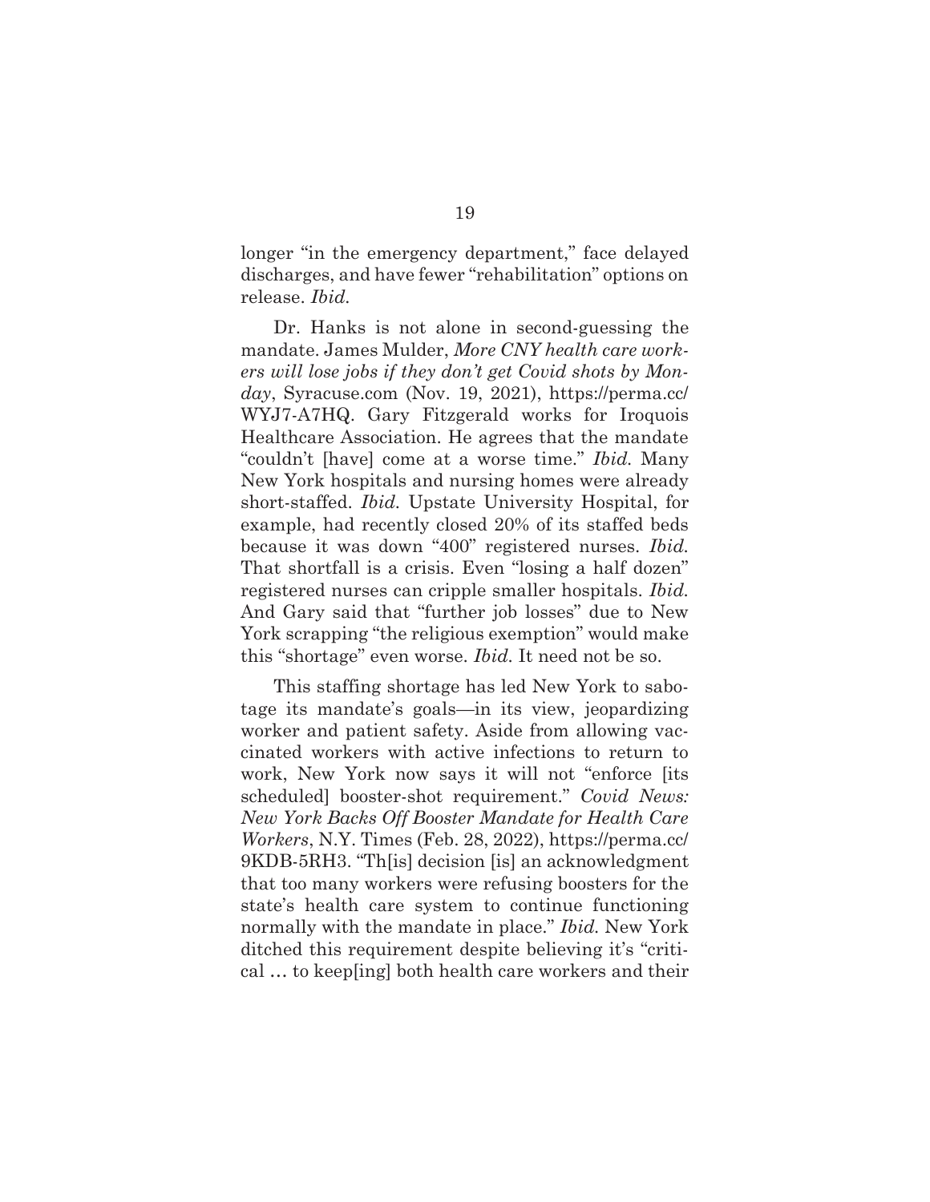longer "in the emergency department," face delayed discharges, and have fewer "rehabilitation" options on release. *Ibid.*

Dr. Hanks is not alone in second-guessing the mandate. James Mulder, *More CNY health care workers will lose jobs if they don't get Covid shots by Monday*, Syracuse.com (Nov. 19, 2021), https://perma.cc/WYJ7-A7HQ. Gary Fitzgerald works for Iroquois Healthcare Association. He agrees that the mandate "couldn't [have] come at a worse time." *Ibid.* Many New York hospitals and nursing homes were already short-staffed. *Ibid.* Upstate University Hospital, for example, had recently closed 20% of its staffed beds because it was down "400" registered nurses. *Ibid.* That shortfall is a crisis. Even "losing a half dozen" registered nurses can cripple smaller hospitals. *Ibid.* And Gary said that "further job losses" due to New York scrapping "the religious exemption" would make this "shortage" even worse. *Ibid.* It need not be so.

This staffing shortage has led New York to sabotage its mandate's goals—in its view, jeopardizing worker and patient safety. Aside from allowing vaccinated workers with active infections to return to work, New York now says it will not "enforce [its scheduled] booster-shot requirement." *Covid News: New York Backs Off Booster Mandate for Health Care Workers*, N.Y. Times (Feb. 28, 2022), https://perma.cc/9KDB-5RH3. "Th[is] decision [is] an acknowledgment that too many workers were refusing boosters for the state's health care system to continue functioning normally with the mandate in place." *Ibid.* New York ditched this requirement despite believing it's "critical … to keep[ing] both health care workers and their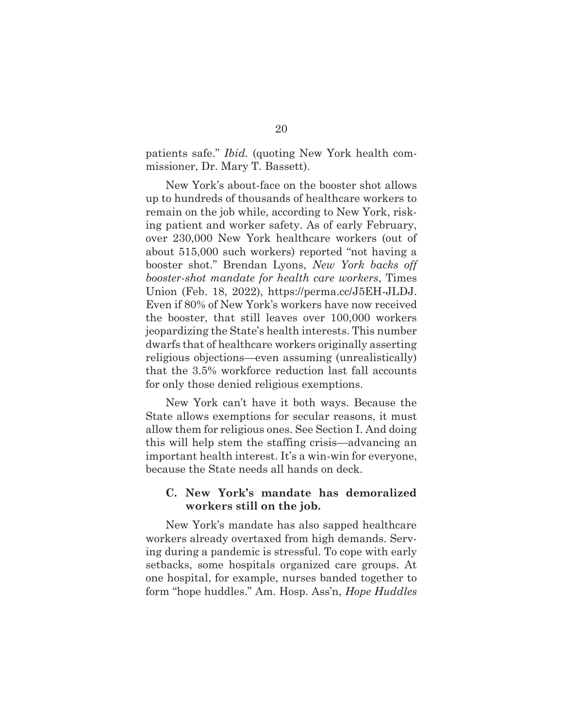patients safe." *Ibid.* (quoting New York health commissioner, Dr. Mary T. Bassett).

New York's about-face on the booster shot allows up to hundreds of thousands of healthcare workers to remain on the job while, according to New York, risking patient and worker safety. As of early February, over 230,000 New York healthcare workers (out of about 515,000 such workers) reported "not having a booster shot." Brendan Lyons, *New York backs off booster-shot mandate for health care workers*, Times Union (Feb. 18, 2022), https://perma.cc/J5EH-JLDJ. Even if 80% of New York's workers have now received the booster, that still leaves over 100,000 workers jeopardizing the State's health interests. This number dwarfs that of healthcare workers originally asserting religious objections—even assuming (unrealistically) that the 3.5% workforce reduction last fall accounts for only those denied religious exemptions.

New York can't have it both ways. Because the State allows exemptions for secular reasons, it must allow them for religious ones. See Section I. And doing this will help stem the staffing crisis—advancing an important health interest. It's a win-win for everyone, because the State needs all hands on deck.

### C. New York's mandate has demoralized workers still on the job.

New York's mandate has also sapped healthcare workers already overtaxed from high demands. Serving during a pandemic is stressful. To cope with early setbacks, some hospitals organized care groups. At one hospital, for example, nurses banded together to form "hope huddles." Am. Hosp. Ass'n, *Hope Huddles*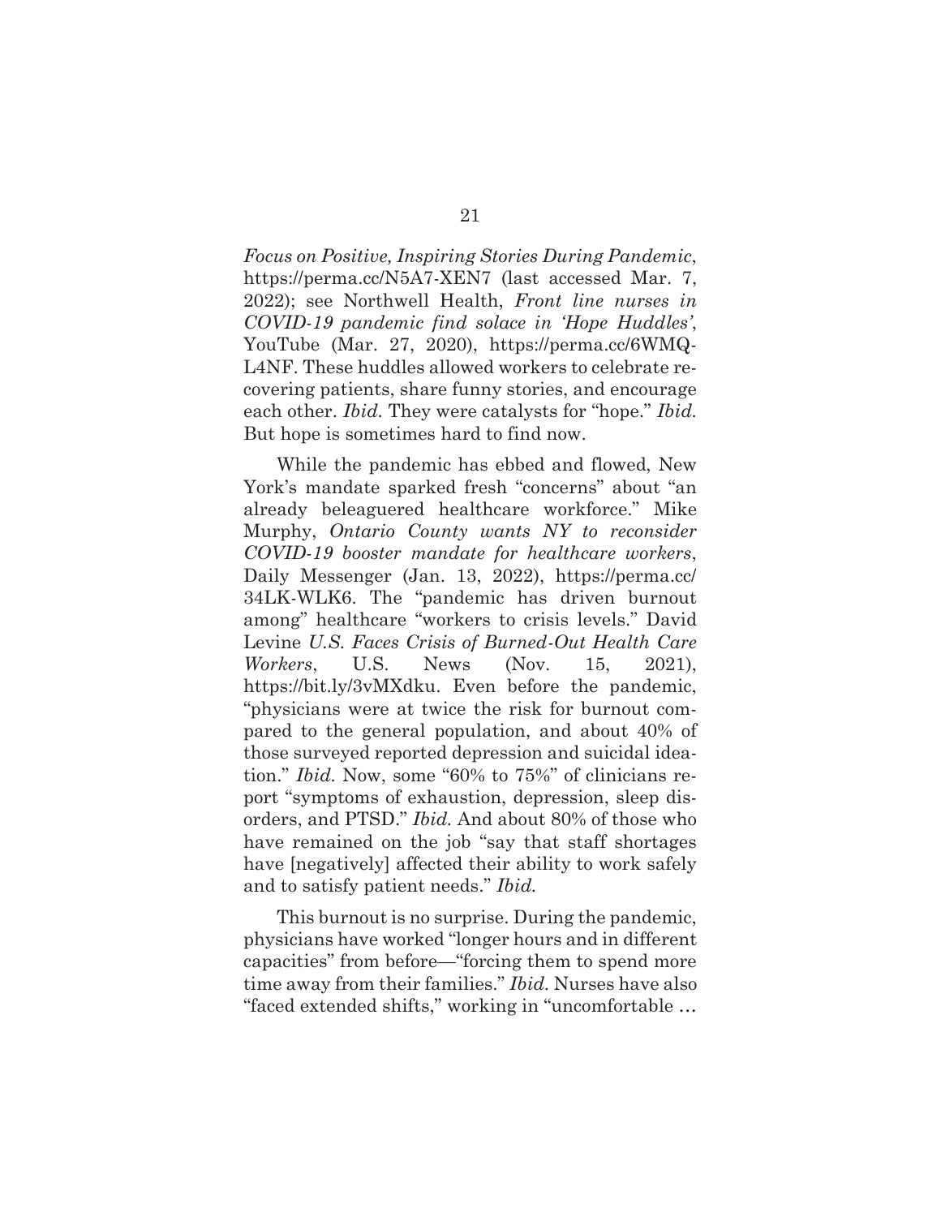*Focus on Positive, Inspiring Stories During Pandemic*, https://perma.cc/N5A7-XEN7 (last accessed Mar. 7, 2022); see Northwell Health, *Front line nurses in COVID-19 pandemic find solace in 'Hope Huddles'*, YouTube (Mar. 27, 2020), https://perma.cc/6WMQ-L4NF. These huddles allowed workers to celebrate recovering patients, share funny stories, and encourage each other. *Ibid.* They were catalysts for "hope." *Ibid.* But hope is sometimes hard to find now.

While the pandemic has ebbed and flowed, New York's mandate sparked fresh "concerns" about "an already beleaguered healthcare workforce." Mike Murphy, *Ontario County wants NY to reconsider COVID-19 booster mandate for healthcare workers*, Daily Messenger (Jan. 13, 2022), https://perma.cc/34LK-WLK6. The "pandemic has driven burnout among" healthcare "workers to crisis levels." David Levine *U.S. Faces Crisis of Burned-Out Health Care Workers*, U.S. News (Nov. 15, 2021), https://bit.ly/3vMXdku. Even before the pandemic, "physicians were at twice the risk for burnout compared to the general population, and about 40% of those surveyed reported depression and suicidal ideation." *Ibid.* Now, some "60% to 75%" of clinicians report "symptoms of exhaustion, depression, sleep disorders, and PTSD." *Ibid.* And about 80% of those who have remained on the job "say that staff shortages have [negatively] affected their ability to work safely and to satisfy patient needs." *Ibid.*

This burnout is no surprise. During the pandemic, physicians have worked "longer hours and in different capacities" from before—"forcing them to spend more time away from their families." *Ibid.* Nurses have also "faced extended shifts," working in "uncomfortable …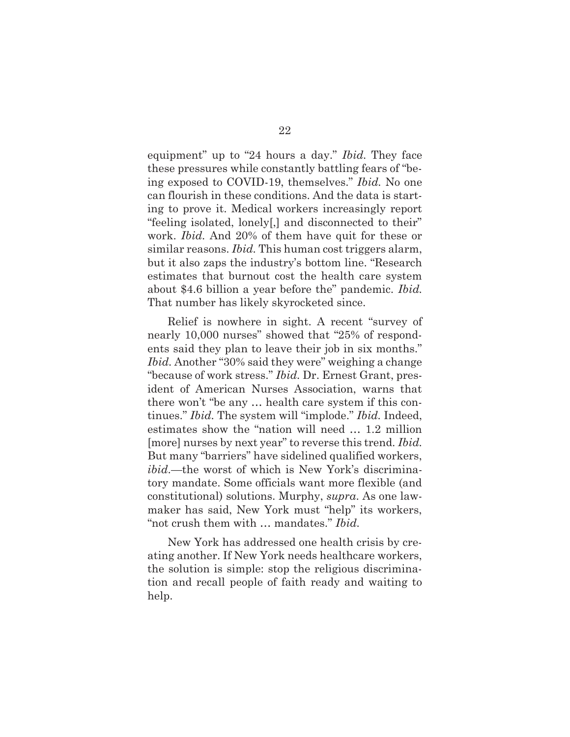equipment" up to "24 hours a day." *Ibid.* They face these pressures while constantly battling fears of "being exposed to COVID-19, themselves." *Ibid.* No one can flourish in these conditions. And the data is starting to prove it. Medical workers increasingly report "feeling isolated, lonely[,] and disconnected to their" work. *Ibid.* And 20% of them have quit for these or similar reasons. *Ibid.* This human cost triggers alarm, but it also zaps the industry's bottom line. "Research estimates that burnout cost the health care system about $4.6 billion a year before the" pandemic. *Ibid.* That number has likely skyrocketed since.

Relief is nowhere in sight. A recent "survey of nearly 10,000 nurses" showed that "25% of respondents said they plan to leave their job in six months." *Ibid.* Another "30% said they were" weighing a change "because of work stress." *Ibid.* Dr. Ernest Grant, president of American Nurses Association, warns that there won't "be any … health care system if this continues." *Ibid.* The system will "implode." *Ibid.* Indeed, estimates show the "nation will need … 1.2 million [more] nurses by next year" to reverse this trend. *Ibid.* But many "barriers" have sidelined qualified workers, *ibid.*—the worst of which is New York's discriminatory mandate. Some officials want more flexible (and constitutional) solutions. Murphy, *supra*. As one lawmaker has said, New York must "help" its workers, "not crush them with … mandates." *Ibid.*

New York has addressed one health crisis by creating another. If New York needs healthcare workers, the solution is simple: stop the religious discrimination and recall people of faith ready and waiting to help.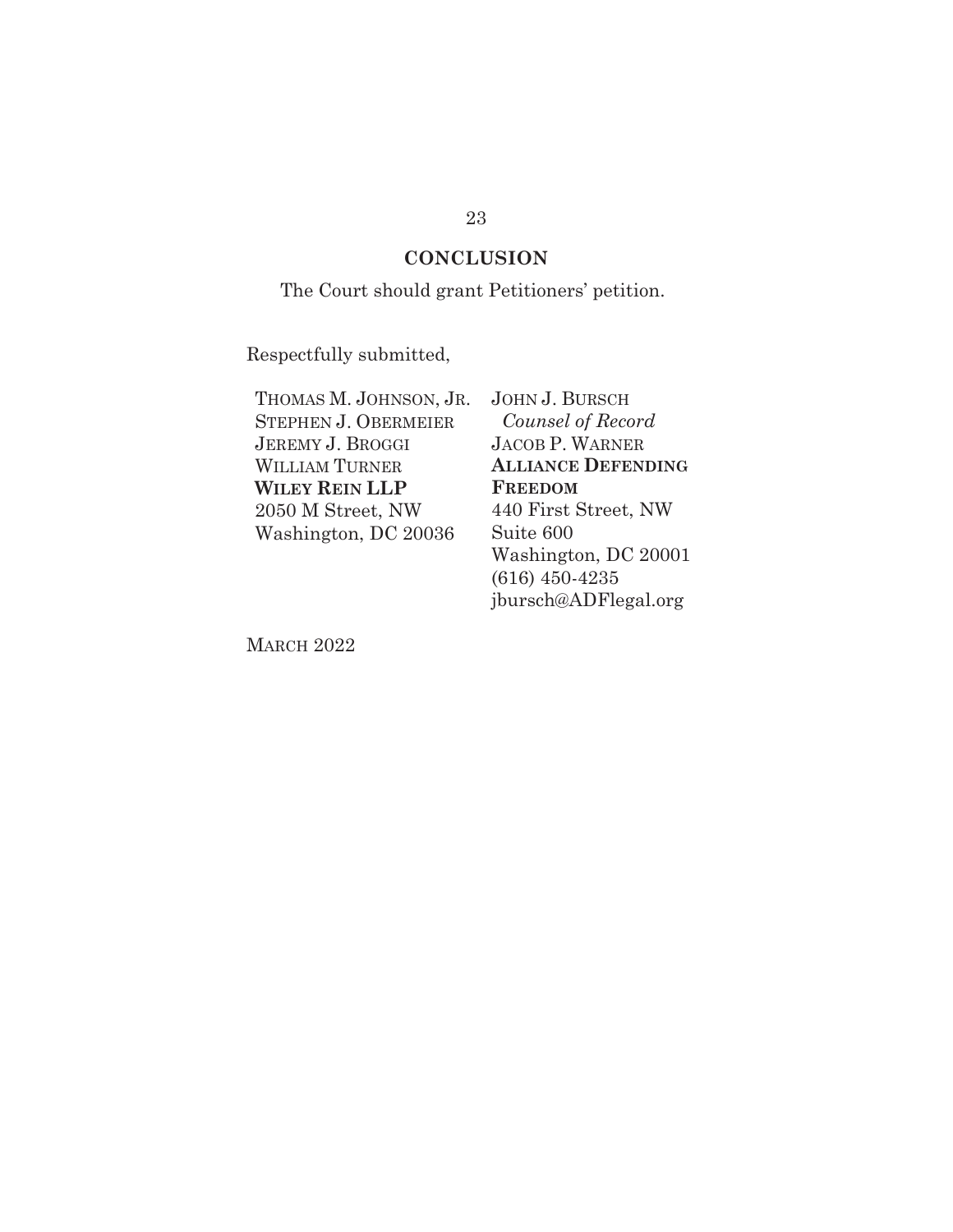## CONCLUSION

The Court should grant Petitioners' petition.

Respectfully submitted,

THOMAS M. JOHNSON, JR.
STEPHEN J. OBERMEIER
JEREMY J. BROGGI
WILLIAM TURNER
**WILEY REIN LLP**
2050 M Street, NW
Washington, DC 20036

JOHN J. BURSCH
*Counsel of Record*
JACOB P. WARNER
**ALLIANCE DEFENDING FREEDOM**
440 First Street, NW
Suite 600
Washington, DC 20001
(616) 450-4235
jbursch@ADFlegal.org

MARCH 2022